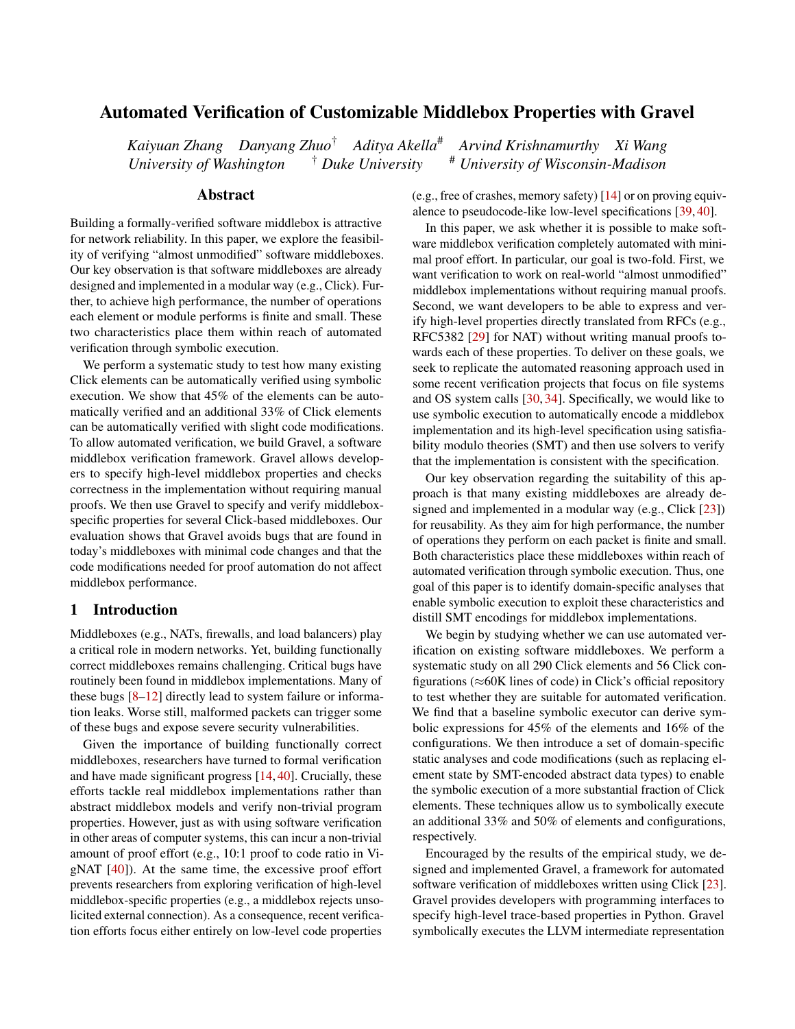# Automated Verification of Customizable Middlebox Properties with Gravel

*Kaiyuan Zhang Danyang Zhuo*[†] *Aditya Akella*[#] *Arvind Krishnamurthy Xi Wang*
*University of Washington* [†] *Duke University* [#] *University of Wisconsin-Madison*

## Abstract

Building a formally-verified software middlebox is attractive for network reliability. In this paper, we explore the feasibility of verifying "almost unmodified" software middleboxes. Our key observation is that software middleboxes are already designed and implemented in a modular way (e.g., Click). Further, to achieve high performance, the number of operations each element or module performs is finite and small. These two characteristics place them within reach of automated verification through symbolic execution.

We perform a systematic study to test how many existing Click elements can be automatically verified using symbolic execution. We show that 45% of the elements can be automatically verified and an additional 33% of Click elements can be automatically verified with slight code modifications. To allow automated verification, we build Gravel, a software middlebox verification framework. Gravel allows developers to specify high-level middlebox properties and checks correctness in the implementation without requiring manual proofs. We then use Gravel to specify and verify middlebox-specific properties for several Click-based middleboxes. Our evaluation shows that Gravel avoids bugs that are found in today's middleboxes with minimal code changes and that the code modifications needed for proof automation do not affect middlebox performance.

## 1 Introduction

Middleboxes (e.g., NATs, firewalls, and load balancers) play a critical role in modern networks. Yet, building functionally correct middleboxes remains challenging. Critical bugs have routinely been found in middlebox implementations. Many of these bugs [8–12] directly lead to system failure or information leaks. Worse still, malformed packets can trigger some of these bugs and expose severe security vulnerabilities.

Given the importance of building functionally correct middleboxes, researchers have turned to formal verification and have made significant progress [14, 40]. Crucially, these efforts tackle real middlebox implementations rather than abstract middlebox models and verify non-trivial program properties. However, just as with using software verification in other areas of computer systems, this can incur a non-trivial amount of proof effort (e.g., 10:1 proof to code ratio in VigNAT [40]). At the same time, the excessive proof effort prevents researchers from exploring verification of high-level middlebox-specific properties (e.g., a middlebox rejects unsolicited external connection). As a consequence, recent verification efforts focus either entirely on low-level code properties (e.g., free of crashes, memory safety) [14] or on proving equivalence to pseudocode-like low-level specifications [39, 40].

In this paper, we ask whether it is possible to make software middlebox verification completely automated with minimal proof effort. In particular, our goal is two-fold. First, we want verification to work on real-world "almost unmodified" middlebox implementations without requiring manual proofs. Second, we want developers to be able to express and verify high-level properties directly translated from RFCs (e.g., RFC5382 [29] for NAT) without writing manual proofs towards each of these properties. To deliver on these goals, we seek to replicate the automated reasoning approach used in some recent verification projects that focus on file systems and OS system calls [30, 34]. Specifically, we would like to use symbolic execution to automatically encode a middlebox implementation and its high-level specification using satisfiability modulo theories (SMT) and then use solvers to verify that the implementation is consistent with the specification.

Our key observation regarding the suitability of this approach is that many existing middleboxes are already designed and implemented in a modular way (e.g., Click [23]) for reusability. As they aim for high performance, the number of operations they perform on each packet is finite and small. Both characteristics place these middleboxes within reach of automated verification through symbolic execution. Thus, one goal of this paper is to identify domain-specific analyses that enable symbolic execution to exploit these characteristics and distill SMT encodings for middlebox implementations.

We begin by studying whether we can use automated verification on existing software middleboxes. We perform a systematic study on all 290 Click elements and 56 Click configurations (≈60K lines of code) in Click's official repository to test whether they are suitable for automated verification. We find that a baseline symbolic executor can derive symbolic expressions for 45% of the elements and 16% of the configurations. We then introduce a set of domain-specific static analyses and code modifications (such as replacing element state by SMT-encoded abstract data types) to enable the symbolic execution of a more substantial fraction of Click elements. These techniques allow us to symbolically execute an additional 33% and 50% of elements and configurations, respectively.

Encouraged by the results of the empirical study, we designed and implemented Gravel, a framework for automated software verification of middleboxes written using Click [23]. Gravel provides developers with programming interfaces to specify high-level trace-based properties in Python. Gravel symbolically executes the LLVM intermediate representation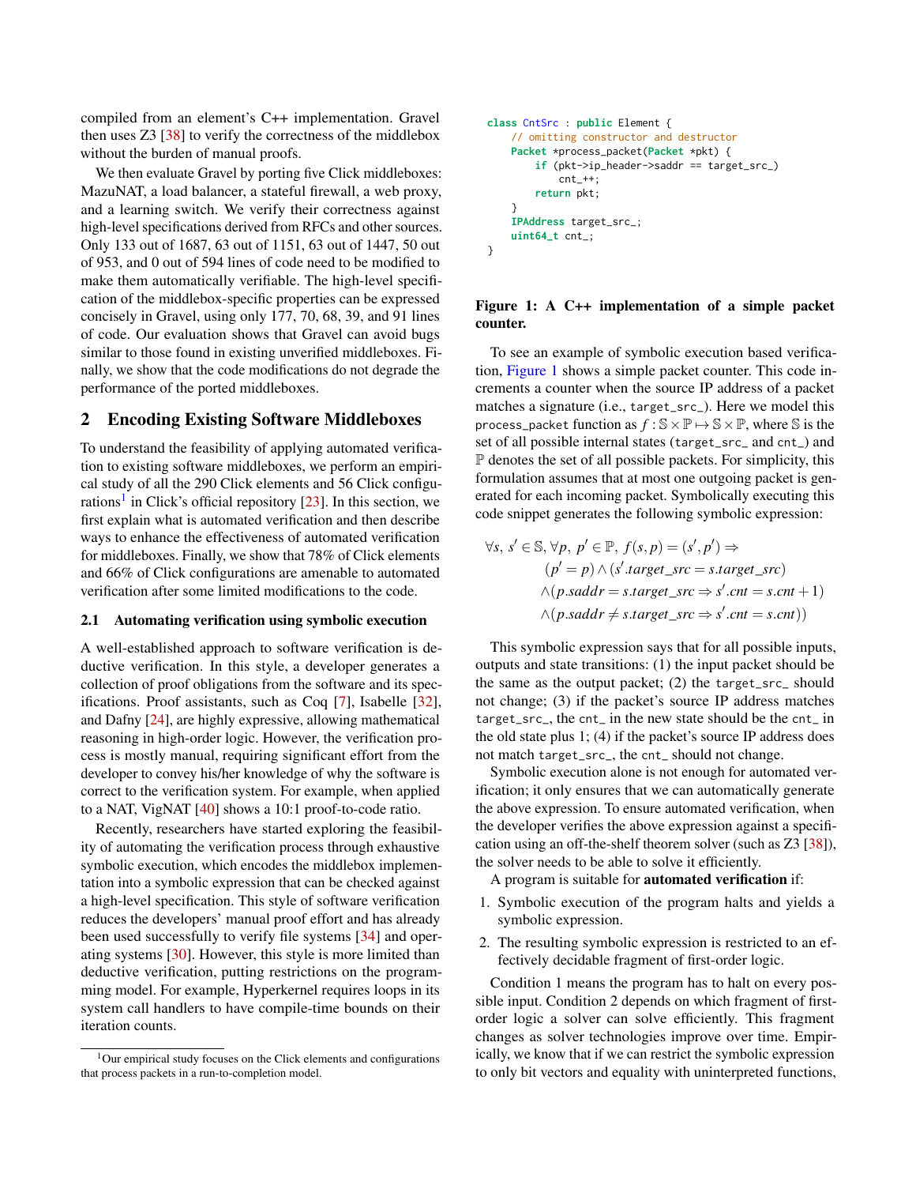compiled from an element's C++ implementation. Gravel then uses Z3 [38] to verify the correctness of the middlebox without the burden of manual proofs.

We then evaluate Gravel by porting five Click middleboxes: MazuNAT, a load balancer, a stateful firewall, a web proxy, and a learning switch. We verify their correctness against high-level specifications derived from RFCs and other sources. Only 133 out of 1687, 63 out of 1151, 63 out of 1447, 50 out of 953, and 0 out of 594 lines of code need to be modified to make them automatically verifiable. The high-level specification of the middlebox-specific properties can be expressed concisely in Gravel, using only 177, 70, 68, 39, and 91 lines of code. Our evaluation shows that Gravel can avoid bugs similar to those found in existing unverified middleboxes. Finally, we show that the code modifications do not degrade the performance of the ported middleboxes.

## 2 Encoding Existing Software Middleboxes

To understand the feasibility of applying automated verification to existing software middleboxes, we perform an empirical study of all the 290 Click elements and 56 Click configurations[1] in Click's official repository [23]. In this section, we first explain what is automated verification and then describe ways to enhance the effectiveness of automated verification for middleboxes. Finally, we show that 78% of Click elements and 66% of Click configurations are amenable to automated verification after some limited modifications to the code.

### 2.1 Automating verification using symbolic execution

A well-established approach to software verification is deductive verification. In this style, a developer generates a collection of proof obligations from the software and its specifications. Proof assistants, such as Coq [7], Isabelle [32], and Dafny [24], are highly expressive, allowing mathematical reasoning in high-order logic. However, the verification process is mostly manual, requiring significant effort from the developer to convey his/her knowledge of why the software is correct to the verification system. For example, when applied to a NAT, VigNAT [40] shows a 10:1 proof-to-code ratio.

Recently, researchers have started exploring the feasibility of automating the verification process through exhaustive symbolic execution, which encodes the middlebox implementation into a symbolic expression that can be checked against a high-level specification. This style of software verification reduces the developers' manual proof effort and has already been used successfully to verify file systems [34] and operating systems [30]. However, this style is more limited than deductive verification, putting restrictions on the programming model. For example, Hyperkernel requires loops in its system call handlers to have compile-time bounds on their iteration counts.

[1] Our empirical study focuses on the Click elements and configurations that process packets in a run-to-completion model.

```
class CntSrc : public Element {
    // omitting constructor and destructor
    Packet *process_packet(Packet *pkt) {
        if (pkt->ip_header->saddr == target_src_)
            cnt_++;
        return pkt;
    }
    IPAddress target_src_;
    uint64_t cnt_;
}
```

**Figure 1: A C++ implementation of a simple packet counter.**

To see an example of symbolic execution based verification, Figure 1 shows a simple packet counter. This code increments a counter when the source IP address of a packet matches a signature (i.e., `target_src_`). Here we model this `process_packet` function as $f : \mathbb{S} \times \mathbb{P} \mapsto \mathbb{S} \times \mathbb{P}$, where $\mathbb{S}$ is the set of all possible internal states (`target_src_` and `cnt_`) and $\mathbb{P}$ denotes the set of all possible packets. For simplicity, this formulation assumes that at most one outgoing packet is generated for each incoming packet. Symbolically executing this code snippet generates the following symbolic expression:

$$
\begin{aligned}
\forall s,\ s' \in \mathbb{S}, \forall p,\ p' \in \mathbb{P},\ f(s,p) = (s',p') \Rightarrow \\
(p' = p) \wedge (s'.target\_src = s.target\_src) \\
\wedge (p.saddr = s.target\_src \Rightarrow s'.cnt = s.cnt + 1) \\
\wedge (p.saddr \neq s.target\_src \Rightarrow s'.cnt = s.cnt))
\end{aligned}
$$

This symbolic expression says that for all possible inputs, outputs and state transitions: (1) the input packet should be the same as the output packet; (2) the `target_src_` should not change; (3) if the packet's source IP address matches `target_src_`, the `cnt_` in the new state should be the `cnt_` in the old state plus 1; (4) if the packet's source IP address does not match `target_src_`, the `cnt_` should not change.

Symbolic execution alone is not enough for automated verification; it only ensures that we can automatically generate the above expression. To ensure automated verification, when the developer verifies the above expression against a specification using an off-the-shelf theorem solver (such as Z3 [38]), the solver needs to be able to solve it efficiently.

A program is suitable for **automated verification** if:

1. Symbolic execution of the program halts and yields a symbolic expression.
2. The resulting symbolic expression is restricted to an effectively decidable fragment of first-order logic.

Condition 1 means the program has to halt on every possible input. Condition 2 depends on which fragment of first-order logic a solver can solve efficiently. This fragment changes as solver technologies improve over time. Empirically, we know that if we can restrict the symbolic expression to only bit vectors and equality with uninterpreted functions,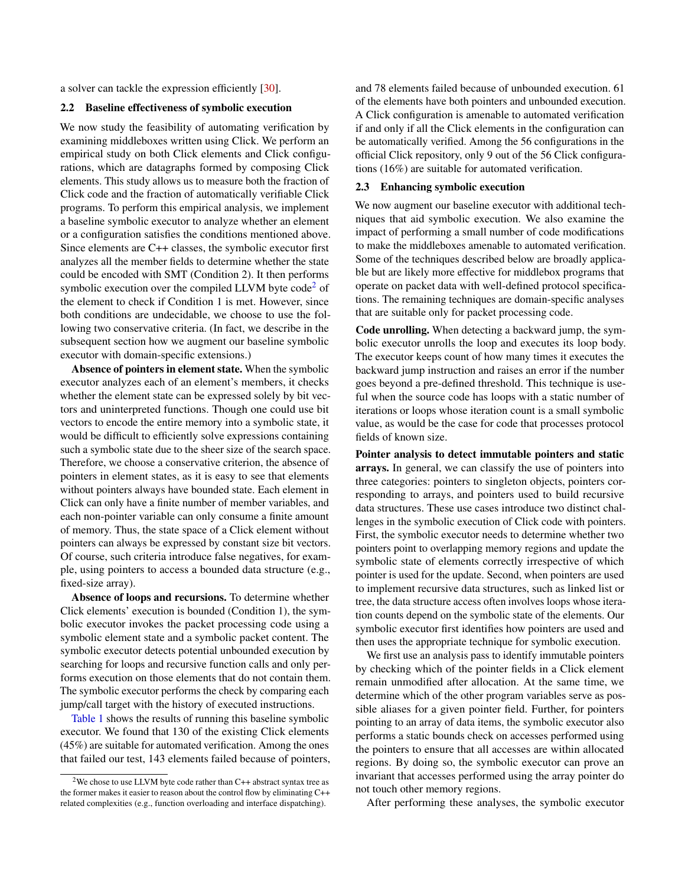a solver can tackle the expression efficiently [30].

### 2.2 Baseline effectiveness of symbolic execution

We now study the feasibility of automating verification by examining middleboxes written using Click. We perform an empirical study on both Click elements and Click configurations, which are datagraphs formed by composing Click elements. This study allows us to measure both the fraction of Click code and the fraction of automatically verifiable Click programs. To perform this empirical analysis, we implement a baseline symbolic executor to analyze whether an element or a configuration satisfies the conditions mentioned above. Since elements are C++ classes, the symbolic executor first analyzes all the member fields to determine whether the state could be encoded with SMT (Condition 2). It then performs symbolic execution over the compiled LLVM byte code[2] of the element to check if Condition 1 is met. However, since both conditions are undecidable, we choose to use the following two conservative criteria. (In fact, we describe in the subsequent section how we augment our baseline symbolic executor with domain-specific extensions.)

**Absence of pointers in element state.** When the symbolic executor analyzes each of an element's members, it checks whether the element state can be expressed solely by bit vectors and uninterpreted functions. Though one could use bit vectors to encode the entire memory into a symbolic state, it would be difficult to efficiently solve expressions containing such a symbolic state due to the sheer size of the search space. Therefore, we choose a conservative criterion, the absence of pointers in element states, as it is easy to see that elements without pointers always have bounded state. Each element in Click can only have a finite number of member variables, and each non-pointer variable can only consume a finite amount of memory. Thus, the state space of a Click element without pointers can always be expressed by constant size bit vectors. Of course, such criteria introduce false negatives, for example, using pointers to access a bounded data structure (e.g., fixed-size array).

**Absence of loops and recursions.** To determine whether Click elements' execution is bounded (Condition 1), the symbolic executor invokes the packet processing code using a symbolic element state and a symbolic packet content. The symbolic executor detects potential unbounded execution by searching for loops and recursive function calls and only performs execution on those elements that do not contain them. The symbolic executor performs the check by comparing each jump/call target with the history of executed instructions.

Table 1 shows the results of running this baseline symbolic executor. We found that 130 of the existing Click elements (45%) are suitable for automated verification. Among the ones that failed our test, 143 elements failed because of pointers, and 78 elements failed because of unbounded execution. 61 of the elements have both pointers and unbounded execution. A Click configuration is amenable to automated verification if and only if all the Click elements in the configuration can be automatically verified. Among the 56 configurations in the official Click repository, only 9 out of the 56 Click configurations (16%) are suitable for automated verification.

### 2.3 Enhancing symbolic execution

We now augment our baseline executor with additional techniques that aid symbolic execution. We also examine the impact of performing a small number of code modifications to make the middleboxes amenable to automated verification. Some of the techniques described below are broadly applicable but are likely more effective for middlebox programs that operate on packet data with well-defined protocol specifications. The remaining techniques are domain-specific analyses that are suitable only for packet processing code.

**Code unrolling.** When detecting a backward jump, the symbolic executor unrolls the loop and executes its loop body. The executor keeps count of how many times it executes the backward jump instruction and raises an error if the number goes beyond a pre-defined threshold. This technique is useful when the source code has loops with a static number of iterations or loops whose iteration count is a small symbolic value, as would be the case for code that processes protocol fields of known size.

**Pointer analysis to detect immutable pointers and static arrays.** In general, we can classify the use of pointers into three categories: pointers to singleton objects, pointers corresponding to arrays, and pointers used to build recursive data structures. These use cases introduce two distinct challenges in the symbolic execution of Click code with pointers. First, the symbolic executor needs to determine whether two pointers point to overlapping memory regions and update the symbolic state of elements correctly irrespective of which pointer is used for the update. Second, when pointers are used to implement recursive data structures, such as linked list or tree, the data structure access often involves loops whose iteration counts depend on the symbolic state of the elements. Our symbolic executor first identifies how pointers are used and then uses the appropriate technique for symbolic execution.

We first use an analysis pass to identify immutable pointers by checking which of the pointer fields in a Click element remain unmodified after allocation. At the same time, we determine which of the other program variables serve as possible aliases for a given pointer field. Further, for pointers pointing to an array of data items, the symbolic executor also performs a static bounds check on accesses performed using the pointers to ensure that all accesses are within allocated regions. By doing so, the symbolic executor can prove an invariant that accesses performed using the array pointer do not touch other memory regions.

After performing these analyses, the symbolic executor

[2] We chose to use LLVM byte code rather than C++ abstract syntax tree as the former makes it easier to reason about the control flow by eliminating C++ related complexities (e.g., function overloading and interface dispatching).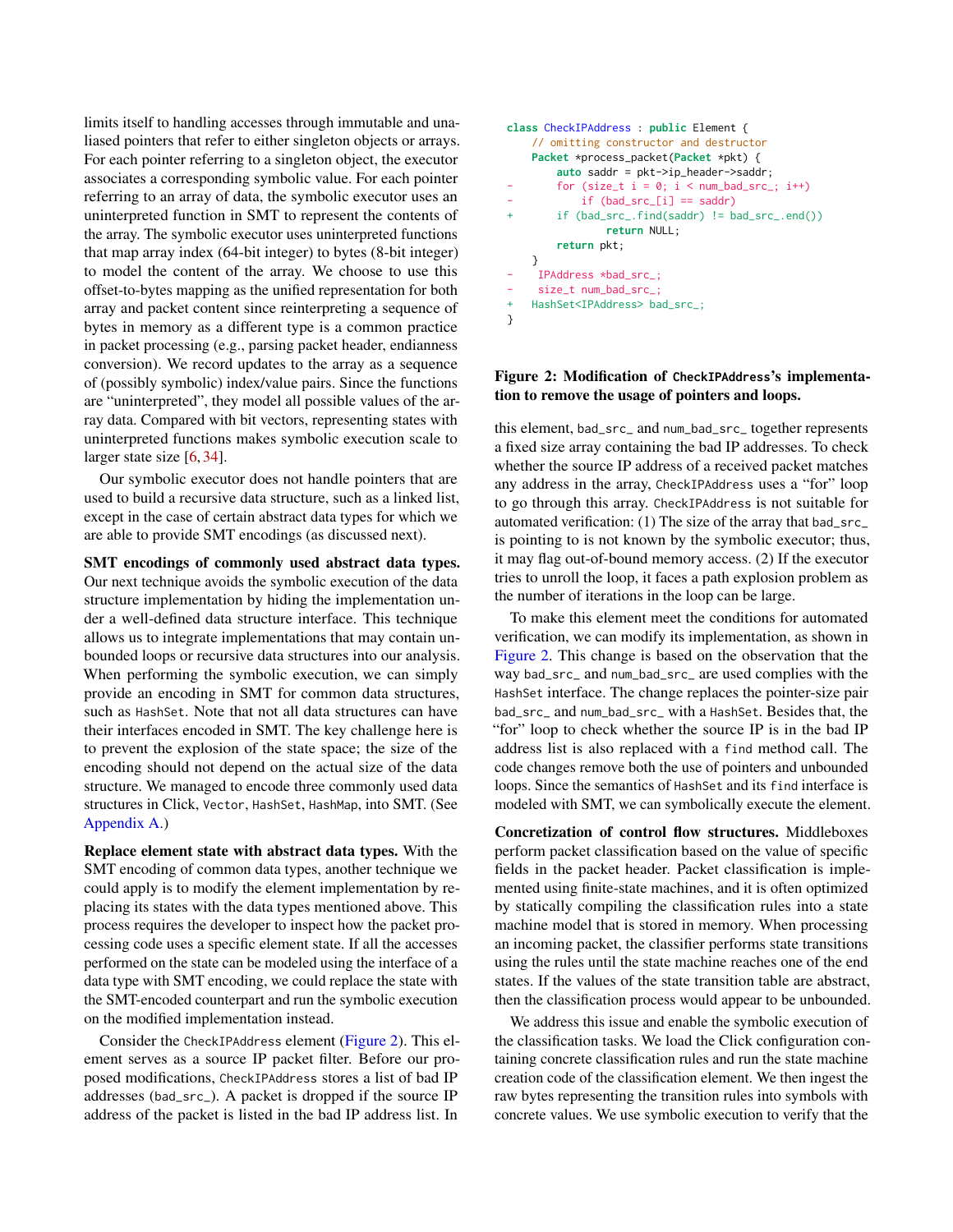limits itself to handling accesses through immutable and unaliased pointers that refer to either singleton objects or arrays. For each pointer referring to a singleton object, the executor associates a corresponding symbolic value. For each pointer referring to an array of data, the symbolic executor uses an uninterpreted function in SMT to represent the contents of the array. The symbolic executor uses uninterpreted functions that map array index (64-bit integer) to bytes (8-bit integer) to model the content of the array. We choose to use this offset-to-bytes mapping as the unified representation for both array and packet content since reinterpreting a sequence of bytes in memory as a different type is a common practice in packet processing (e.g., parsing packet header, endianness conversion). We record updates to the array as a sequence of (possibly symbolic) index/value pairs. Since the functions are "uninterpreted", they model all possible values of the array data. Compared with bit vectors, representing states with uninterpreted functions makes symbolic execution scale to larger state size [6, 34].

Our symbolic executor does not handle pointers that are used to build a recursive data structure, such as a linked list, except in the case of certain abstract data types for which we are able to provide SMT encodings (as discussed next).

**SMT encodings of commonly used abstract data types.** Our next technique avoids the symbolic execution of the data structure implementation by hiding the implementation under a well-defined data structure interface. This technique allows us to integrate implementations that may contain unbounded loops or recursive data structures into our analysis. When performing the symbolic execution, we can simply provide an encoding in SMT for common data structures, such as `HashSet`. Note that not all data structures can have their interfaces encoded in SMT. The key challenge here is to prevent the explosion of the state space; the size of the encoding should not depend on the actual size of the data structure. We managed to encode three commonly used data structures in Click, `Vector`, `HashSet`, `HashMap`, into SMT. (See Appendix A.)

**Replace element state with abstract data types.** With the SMT encoding of common data types, another technique we could apply is to modify the element implementation by replacing its states with the data types mentioned above. This process requires the developer to inspect how the packet processing code uses a specific element state. If all the accesses performed on the state can be modeled using the interface of a data type with SMT encoding, we could replace the state with the SMT-encoded counterpart and run the symbolic execution on the modified implementation instead.

Consider the `CheckIPAddress` element (Figure 2). This element serves as a source IP packet filter. Before our proposed modifications, `CheckIPAddress` stores a list of bad IP addresses (`bad_src_`). A packet is dropped if the source IP address of the packet is listed in the bad IP address list. In

```
class CheckIPAddress : public Element {
    // omitting constructor and destructor
    Packet *process_packet(Packet *pkt) {
        auto saddr = pkt->ip_header->saddr;
-       for (size_t i = 0; i < num_bad_src_; i++)
-           if (bad_src_[i] == saddr)
+       if (bad_src_.find(saddr) != bad_src_.end())
                return NULL;
        return pkt;
    }
-   IPAddress *bad_src_;
-   size_t num_bad_src_;
+   HashSet<IPAddress> bad_src_;
}
```

**Figure 2: Modification of `CheckIPAddress`'s implementation to remove the usage of pointers and loops.**

this element, `bad_src_` and `num_bad_src_` together represents a fixed size array containing the bad IP addresses. To check whether the source IP address of a received packet matches any address in the array, `CheckIPAddress` uses a "for" loop to go through this array. `CheckIPAddress` is not suitable for automated verification: (1) The size of the array that `bad_src_` is pointing to is not known by the symbolic executor; thus, it may flag out-of-bound memory access. (2) If the executor tries to unroll the loop, it faces a path explosion problem as the number of iterations in the loop can be large.

To make this element meet the conditions for automated verification, we can modify its implementation, as shown in Figure 2. This change is based on the observation that the way `bad_src_` and `num_bad_src_` are used complies with the `HashSet` interface. The change replaces the pointer-size pair `bad_src_` and `num_bad_src_` with a `HashSet`. Besides that, the "for" loop to check whether the source IP is in the bad IP address list is also replaced with a `find` method call. The code changes remove both the use of pointers and unbounded loops. Since the semantics of `HashSet` and its `find` interface is modeled with SMT, we can symbolically execute the element.

**Concretization of control flow structures.** Middleboxes perform packet classification based on the value of specific fields in the packet header. Packet classification is implemented using finite-state machines, and it is often optimized by statically compiling the classification rules into a state machine model that is stored in memory. When processing an incoming packet, the classifier performs state transitions using the rules until the state machine reaches one of the end states. If the values of the state transition table are abstract, then the classification process would appear to be unbounded.

We address this issue and enable the symbolic execution of the classification tasks. We load the Click configuration containing concrete classification rules and run the state machine creation code of the classification element. We then ingest the raw bytes representing the transition rules into symbols with concrete values. We use symbolic execution to verify that the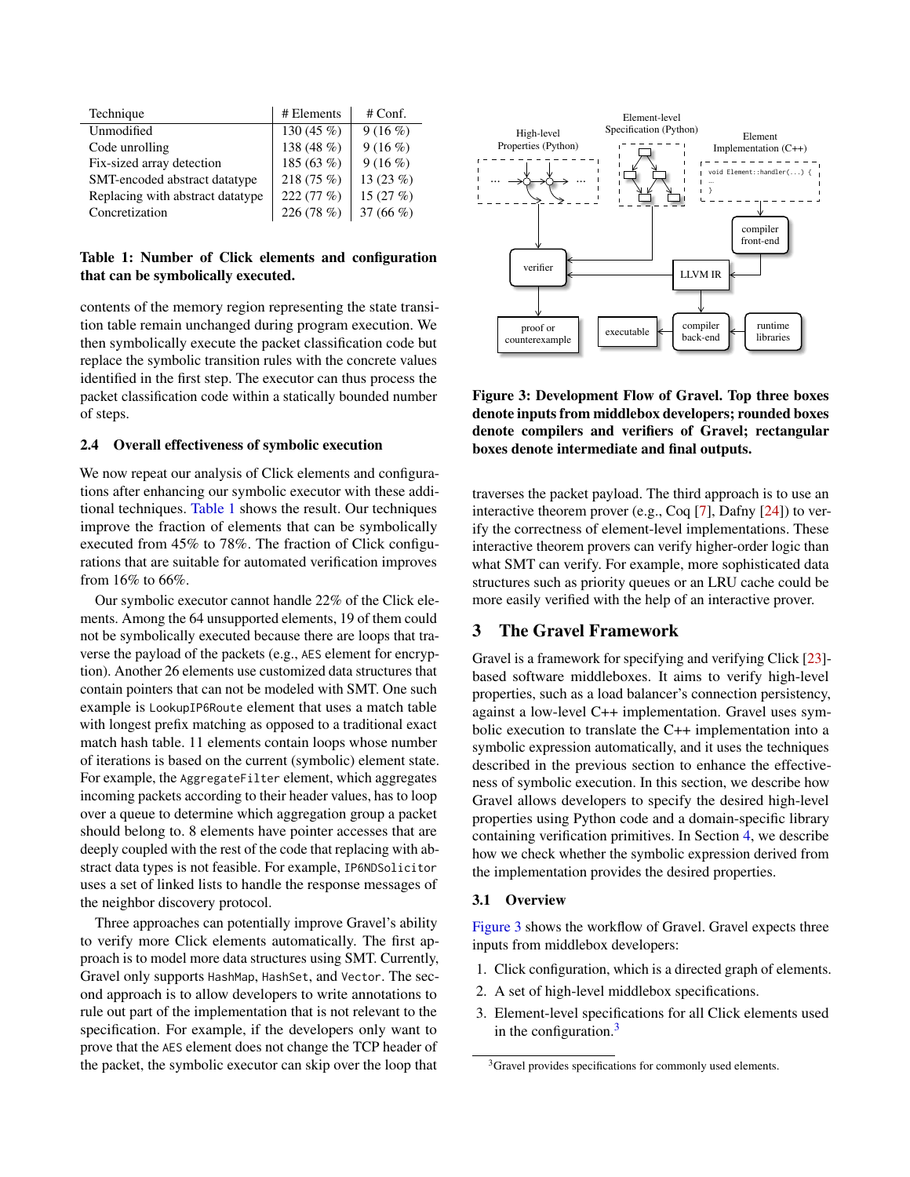| Technique | # Elements | # Conf. |
|---|---|---|
| Unmodified | 130 (45 %) | 9 (16 %) |
| Code unrolling | 138 (48 %) | 9 (16 %) |
| Fix-sized array detection | 185 (63 %) | 9 (16 %) |
| SMT-encoded abstract datatype | 218 (75 %) | 13 (23 %) |
| Replacing with abstract datatype | 222 (77 %) | 15 (27 %) |
| Concretization | 226 (78 %) | 37 (66 %) |

**Table 1: Number of Click elements and configuration that can be symbolically executed.**

contents of the memory region representing the state transition table remain unchanged during program execution. We then symbolically execute the packet classification code but replace the symbolic transition rules with the concrete values identified in the first step. The executor can thus process the packet classification code within a statically bounded number of steps.

### 2.4 Overall effectiveness of symbolic execution

We now repeat our analysis of Click elements and configurations after enhancing our symbolic executor with these additional techniques. Table 1 shows the result. Our techniques improve the fraction of elements that can be symbolically executed from 45% to 78%. The fraction of Click configurations that are suitable for automated verification improves from 16% to 66%.

Our symbolic executor cannot handle 22% of the Click elements. Among the 64 unsupported elements, 19 of them could not be symbolically executed because there are loops that traverse the payload of the packets (e.g., `AES` element for encryption). Another 26 elements use customized data structures that contain pointers that can not be modeled with SMT. One such example is `LookupIP6Route` element that uses a match table with longest prefix matching as opposed to a traditional exact match hash table. 11 elements contain loops whose number of iterations is based on the current (symbolic) element state. For example, the `AggregateFilter` element, which aggregates incoming packets according to their header values, has to loop over a queue to determine which aggregation group a packet should belong to. 8 elements have pointer accesses that are deeply coupled with the rest of the code that replacing with abstract data types is not feasible. For example, `IP6NDSolicitor` uses a set of linked lists to handle the response messages of the neighbor discovery protocol.

Three approaches can potentially improve Gravel's ability to verify more Click elements automatically. The first approach is to model more data structures using SMT. Currently, Gravel only supports `HashMap`, `HashSet`, and `Vector`. The second approach is to allow developers to write annotations to rule out part of the implementation that is not relevant to the specification. For example, if the developers only want to prove that the `AES` element does not change the TCP header of the packet, the symbolic executor can skip over the loop that traverses the packet payload. The third approach is to use an interactive theorem prover (e.g., Coq [7], Dafny [24]) to verify the correctness of element-level implementations. These interactive theorem provers can verify higher-order logic than what SMT can verify. For example, more sophisticated data structures such as priority queues or an LRU cache could be more easily verified with the help of an interactive prover.

**Figure 3: Development Flow of Gravel. Top three boxes denote inputs from middlebox developers; rounded boxes denote compilers and verifiers of Gravel; rectangular boxes denote intermediate and final outputs.**

## 3 The Gravel Framework

Gravel is a framework for specifying and verifying Click [23]-based software middleboxes. It aims to verify high-level properties, such as a load balancer's connection persistency, against a low-level C++ implementation. Gravel uses symbolic execution to translate the C++ implementation into a symbolic expression automatically, and it uses the techniques described in the previous section to enhance the effectiveness of symbolic execution. In this section, we describe how Gravel allows developers to specify the desired high-level properties using Python code and a domain-specific library containing verification primitives. In Section 4, we describe how we check whether the symbolic expression derived from the implementation provides the desired properties.

### 3.1 Overview

Figure 3 shows the workflow of Gravel. Gravel expects three inputs from middlebox developers:

1. Click configuration, which is a directed graph of elements.
2. A set of high-level middlebox specifications.
3. Element-level specifications for all Click elements used in the configuration.[3]

[3] Gravel provides specifications for commonly used elements.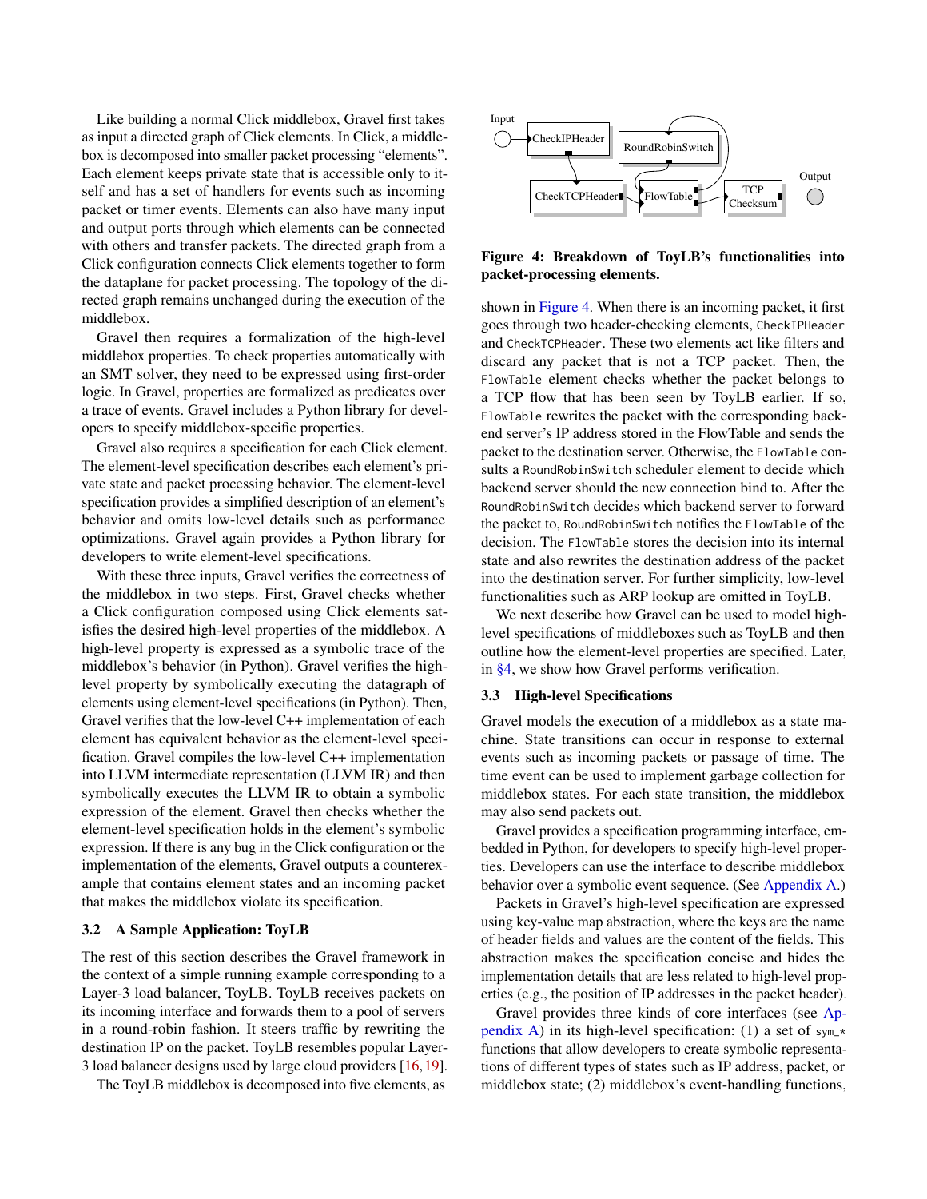Like building a normal Click middlebox, Gravel first takes as input a directed graph of Click elements. In Click, a middlebox is decomposed into smaller packet processing "elements". Each element keeps private state that is accessible only to itself and has a set of handlers for events such as incoming packet or timer events. Elements can also have many input and output ports through which elements can be connected with others and transfer packets. The directed graph from a Click configuration connects Click elements together to form the dataplane for packet processing. The topology of the directed graph remains unchanged during the execution of the middlebox.

Gravel then requires a formalization of the high-level middlebox properties. To check properties automatically with an SMT solver, they need to be expressed using first-order logic. In Gravel, properties are formalized as predicates over a trace of events. Gravel includes a Python library for developers to specify middlebox-specific properties.

Gravel also requires a specification for each Click element. The element-level specification describes each element's private state and packet processing behavior. The element-level specification provides a simplified description of an element's behavior and omits low-level details such as performance optimizations. Gravel again provides a Python library for developers to write element-level specifications.

With these three inputs, Gravel verifies the correctness of the middlebox in two steps. First, Gravel checks whether a Click configuration composed using Click elements satisfies the desired high-level properties of the middlebox. A high-level property is expressed as a symbolic trace of the middlebox's behavior (in Python). Gravel verifies the high-level property by symbolically executing the datagraph of elements using element-level specifications (in Python). Then, Gravel verifies that the low-level C++ implementation of each element has equivalent behavior as the element-level specification. Gravel compiles the low-level C++ implementation into LLVM intermediate representation (LLVM IR) and then symbolically executes the LLVM IR to obtain a symbolic expression of the element. Gravel then checks whether the element-level specification holds in the element's symbolic expression. If there is any bug in the Click configuration or the implementation of the elements, Gravel outputs a counterexample that contains element states and an incoming packet that makes the middlebox violate its specification.

### 3.2 A Sample Application: ToyLB

The rest of this section describes the Gravel framework in the context of a simple running example corresponding to a Layer-3 load balancer, ToyLB. ToyLB receives packets on its incoming interface and forwards them to a pool of servers in a round-robin fashion. It steers traffic by rewriting the destination IP on the packet. ToyLB resembles popular Layer-3 load balancer designs used by large cloud providers [16, 19].

The ToyLB middlebox is decomposed into five elements, as shown in Figure 4. When there is an incoming packet, it first goes through two header-checking elements, `CheckIPHeader` and `CheckTCPHeader`. These two elements act like filters and discard any packet that is not a TCP packet. Then, the `FlowTable` element checks whether the packet belongs to a TCP flow that has been seen by ToyLB earlier. If so, `FlowTable` rewrites the packet with the corresponding backend server's IP address stored in the FlowTable and sends the packet to the destination server. Otherwise, the `FlowTable` consults a `RoundRobinSwitch` scheduler element to decide which backend server should the new connection bind to. After the `RoundRobinSwitch` decides which backend server to forward the packet to, `RoundRobinSwitch` notifies the `FlowTable` of the decision. The `FlowTable` stores the decision into its internal state and also rewrites the destination address of the packet into the destination server. For further simplicity, low-level functionalities such as ARP lookup are omitted in ToyLB.

**Figure 4: Breakdown of ToyLB's functionalities into packet-processing elements.**

We next describe how Gravel can be used to model high-level specifications of middleboxes such as ToyLB and then outline how the element-level properties are specified. Later, in §4, we show how Gravel performs verification.

### 3.3 High-level Specifications

Gravel models the execution of a middlebox as a state machine. State transitions can occur in response to external events such as incoming packets or passage of time. The time event can be used to implement garbage collection for middlebox states. For each state transition, the middlebox may also send packets out.

Gravel provides a specification programming interface, embedded in Python, for developers to specify high-level properties. Developers can use the interface to describe middlebox behavior over a symbolic event sequence. (See Appendix A.)

Packets in Gravel's high-level specification are expressed using key-value map abstraction, where the keys are the name of header fields and values are the content of the fields. This abstraction makes the specification concise and hides the implementation details that are less related to high-level properties (e.g., the position of IP addresses in the packet header).

Gravel provides three kinds of core interfaces (see Appendix A) in its high-level specification: (1) a set of `sym_*` functions that allow developers to create symbolic representations of different types of states such as IP address, packet, or middlebox state; (2) middlebox's event-handling functions,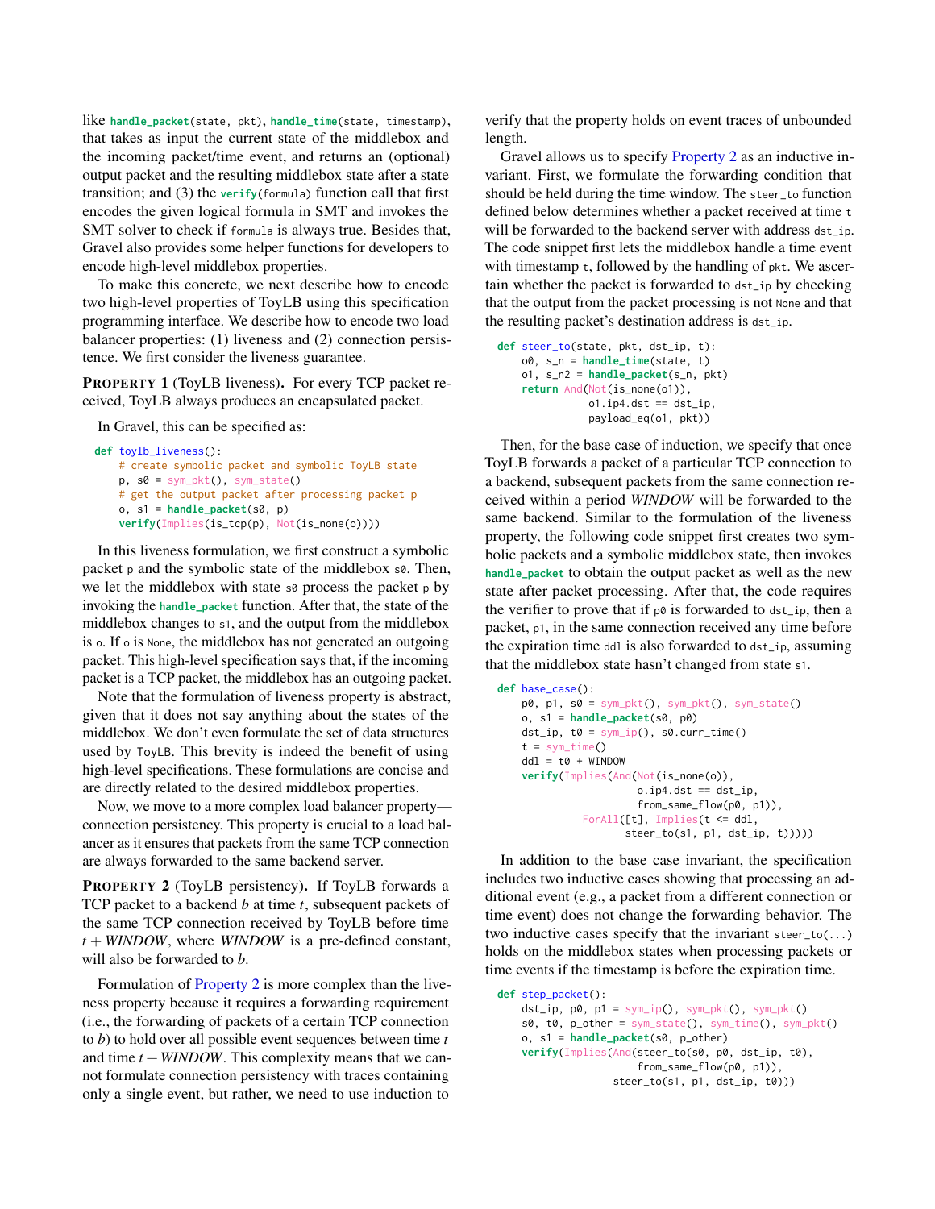like `handle_packet(state, pkt)`, `handle_time(state, timestamp)`, that takes as input the current state of the middlebox and the incoming packet/time event, and returns an (optional) output packet and the resulting middlebox state after a state transition; and (3) the `verify(formula)` function call that first encodes the given logical formula in SMT and invokes the SMT solver to check if `formula` is always true. Besides that, Gravel also provides some helper functions for developers to encode high-level middlebox properties.

To make this concrete, we next describe how to encode two high-level properties of ToyLB using this specification programming interface. We describe how to encode two load balancer properties: (1) liveness and (2) connection persistence. We first consider the liveness guarantee.

**PROPERTY 1** (ToyLB liveness)**.** For every TCP packet received, ToyLB always produces an encapsulated packet.

In Gravel, this can be specified as:

```
def toylb_liveness():
    # create symbolic packet and symbolic ToyLB state
    p, s0 = sym_pkt(), sym_state()
    # get the output packet after processing packet p
    o, s1 = handle_packet(s0, p)
    verify(Implies(is_tcp(p), Not(is_none(o))))
```

In this liveness formulation, we first construct a symbolic packet `p` and the symbolic state of the middlebox `s0`. Then, we let the middlebox with state `s0` process the packet `p` by invoking the `handle_packet` function. After that, the state of the middlebox changes to `s1`, and the output from the middlebox is `o`. If `o` is `None`, the middlebox has not generated an outgoing packet. This high-level specification says that, if the incoming packet is a TCP packet, the middlebox has an outgoing packet.

Note that the formulation of liveness property is abstract, given that it does not say anything about the states of the middlebox. We don't even formulate the set of data structures used by `ToyLB`. This brevity is indeed the benefit of using high-level specifications. These formulations are concise and are directly related to the desired middlebox properties.

Now, we move to a more complex load balancer property—connection persistency. This property is crucial to a load balancer as it ensures that packets from the same TCP connection are always forwarded to the same backend server.

**PROPERTY 2** (ToyLB persistency)**.** If ToyLB forwards a TCP packet to a backend $b$ at time $t$, subsequent packets of the same TCP connection received by ToyLB before time $t + WINDOW$, where $WINDOW$ is a pre-defined constant, will also be forwarded to $b$.

Formulation of Property 2 is more complex than the liveness property because it requires a forwarding requirement (i.e., the forwarding of packets of a certain TCP connection to $b$) to hold over all possible event sequences between time $t$ and time $t + WINDOW$. This complexity means that we cannot formulate connection persistency with traces containing only a single event, but rather, we need to use induction to verify that the property holds on event traces of unbounded length.

Gravel allows us to specify Property 2 as an inductive invariant. First, we formulate the forwarding condition that should be held during the time window. The `steer_to` function defined below determines whether a packet received at time `t` will be forwarded to the backend server with address `dst_ip`. The code snippet first lets the middlebox handle a time event with timestamp `t`, followed by the handling of `pkt`. We ascertain whether the packet is forwarded to `dst_ip` by checking that the output from the packet processing is not `None` and that the resulting packet's destination address is `dst_ip`.

```
def steer_to(state, pkt, dst_ip, t):
    o0, s_n = handle_time(state, t)
    o1, s_n2 = handle_packet(s_n, pkt)
    return And(Not(is_none(o1)),
               o1.ip4.dst == dst_ip,
               payload_eq(o1, pkt))
```

Then, for the base case of induction, we specify that once ToyLB forwards a packet of a particular TCP connection to a backend, subsequent packets from the same connection received within a period $WINDOW$ will be forwarded to the same backend. Similar to the formulation of the liveness property, the following code snippet first creates two symbolic packets and a symbolic middlebox state, then invokes `handle_packet` to obtain the output packet as well as the new state after packet processing. After that, the code requires the verifier to prove that if `p0` is forwarded to `dst_ip`, then a packet, `p1`, in the same connection received any time before the expiration time `ddl` is also forwarded to `dst_ip`, assuming that the middlebox state hasn't changed from state `s1`.

```
def base_case():
    p0, p1, s0 = sym_pkt(), sym_pkt(), sym_state()
    o, s1 = handle_packet(s0, p0)
    dst_ip, t0 = sym_ip(), s0.curr_time()
    t = sym_time()
    ddl = t0 + WINDOW
    verify(Implies(And(Not(is_none(o)),
                       o.ip4.dst == dst_ip,
                       from_same_flow(p0, p1)),
                ForAll([t], Implies(t <= ddl,
                       steer_to(s1, p1, dst_ip, t)))))
```

In addition to the base case invariant, the specification includes two inductive cases showing that processing an additional event (e.g., a packet from a different connection or time event) does not change the forwarding behavior. The two inductive cases specify that the invariant `steer_to(...)` holds on the middlebox states when processing packets or time events if the timestamp is before the expiration time.

```
def step_packet():
    dst_ip, p0, p1 = sym_ip(), sym_pkt(), sym_pkt()
    s0, t0, p_other = sym_state(), sym_time(), sym_pkt()
    o, s1 = handle_packet(s0, p_other)
    verify(Implies(And(steer_to(s0, p0, dst_ip, t0),
                       from_same_flow(p0, p1)),
                   steer_to(s1, p1, dst_ip, t0)))
```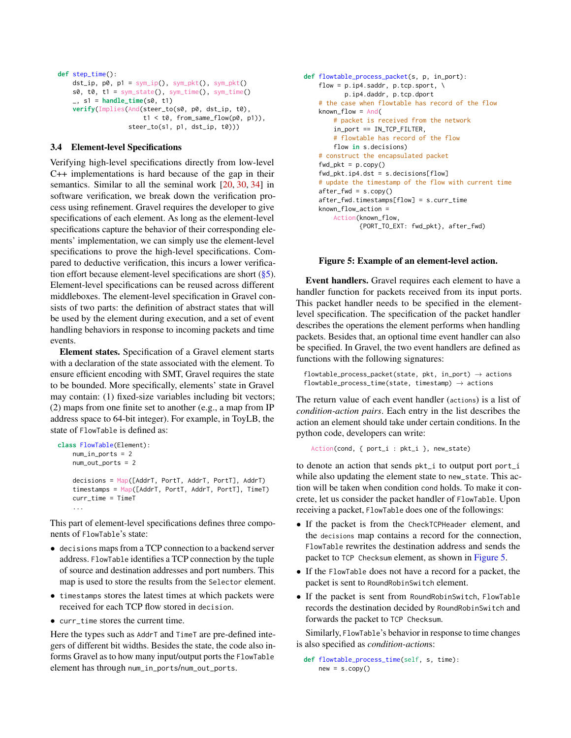```python
def step_time():
    dst_ip, p0, p1 = sym_ip(), sym_pkt(), sym_pkt()
    s0, t0, t1 = sym_state(), sym_time(), sym_time()
    _, s1 = handle_time(s0, t1)
    verify(Implies(And(steer_to(s0, p0, dst_ip, t0),
                       t1 < t0, from_same_flow(p0, p1)),
                   steer_to(s1, p1, dst_ip, t0)))
```

### 3.4 Element-level Specifications

Verifying high-level specifications directly from low-level C++ implementations is hard because of the gap in their semantics. Similar to all the seminal work [20, 30, 34] in software verification, we break down the verification process using refinement. Gravel requires the developer to give specifications of each element. As long as the element-level specifications capture the behavior of their corresponding elements' implementation, we can simply use the element-level specifications to prove the high-level specifications. Compared to deductive verification, this incurs a lower verification effort because element-level specifications are short (§5). Element-level specifications can be reused across different middleboxes. The element-level specification in Gravel consists of two parts: the definition of abstract states that will be used by the element during execution, and a set of event handling behaviors in response to incoming packets and time events.

**Element states.** Specification of a Gravel element starts with a declaration of the state associated with the element. To ensure efficient encoding with SMT, Gravel requires the state to be bounded. More specifically, elements' state in Gravel may contain: (1) fixed-size variables including bit vectors; (2) maps from one finite set to another (e.g., a map from IP address space to 64-bit integer). For example, in ToyLB, the state of `FlowTable` is defined as:

```python
class FlowTable(Element):
    num_in_ports = 2
    num_out_ports = 2

    decisions = Map([AddrT, PortT, AddrT, PortT], AddrT)
    timestamps = Map([AddrT, PortT, AddrT, PortT], TimeT)
    curr_time = TimeT
    ...
```

This part of element-level specifications defines three components of `FlowTable`'s state:

- `decisions` maps from a TCP connection to a backend server address. `FlowTable` identifies a TCP connection by the tuple of source and destination addresses and port numbers. This map is used to store the results from the `Selector` element.
- `timestamps` stores the latest times at which packets were received for each TCP flow stored in `decision`.
- `curr_time` stores the current time.

Here the types such as `AddrT` and `TimeT` are pre-defined integers of different bit widths. Besides the state, the code also informs Gravel as to how many input/output ports the `FlowTable` element has through `num_in_ports`/`num_out_ports`.

```python
def flowtable_process_packet(s, p, in_port):
    flow = p.ip4.saddr, p.tcp.sport, \
           p.ip4.daddr, p.tcp.dport
    # the case when flowtable has record of the flow
    known_flow = And(
        # packet is received from the network
        in_port == IN_TCP_FILTER,
        # flowtable has record of the flow
        flow in s.decisions)
    # construct the encapsulated packet
    fwd_pkt = p.copy()
    fwd_pkt.ip4.dst = s.decisions[flow]
    # update the timestamp of the flow with current time
    after_fwd = s.copy()
    after_fwd.timestamps[flow] = s.curr_time
    known_flow_action =
        Action(known_flow,
               {PORT_TO_EXT: fwd_pkt}, after_fwd)
```

**Figure 5: Example of an element-level action.**

**Event handlers.** Gravel requires each element to have a handler function for packets received from its input ports. This packet handler needs to be specified in the element-level specification. The specification of the packet handler describes the operations the element performs when handling packets. Besides that, an optional time event handler can also be specified. In Gravel, the two event handlers are defined as functions with the following signatures:

```
flowtable_process_packet(state, pkt, in_port) → actions
flowtable_process_time(state, timestamp) → actions
```

The return value of each event handler (`actions`) is a list of *condition-action pairs*. Each entry in the list describes the action an element should take under certain conditions. In the python code, developers can write:

```python
Action(cond, { port_i : pkt_i }, new_state)
```

to denote an action that sends `pkt_i` to output port `port_i` while also updating the element state to `new_state`. This action will be taken when condition `cond` holds. To make it concrete, let us consider the packet handler of `FlowTable`. Upon receiving a packet, `FlowTable` does one of the followings:

- If the packet is from the `CheckTCPHeader` element, and the `decisions` map contains a record for the connection, `FlowTable` rewrites the destination address and sends the packet to `TCP Checksum` element, as shown in Figure 5.
- If the `FlowTable` does not have a record for a packet, the packet is sent to `RoundRobinSwitch` element.
- If the packet is sent from `RoundRobinSwitch`, `FlowTable` records the destination decided by `RoundRobinSwitch` and forwards the packet to `TCP Checksum`.

Similarly, `FlowTable`'s behavior in response to time changes is also specified as *condition-action*s:

```python
def flowtable_process_time(self, s, time):
    new = s.copy()
```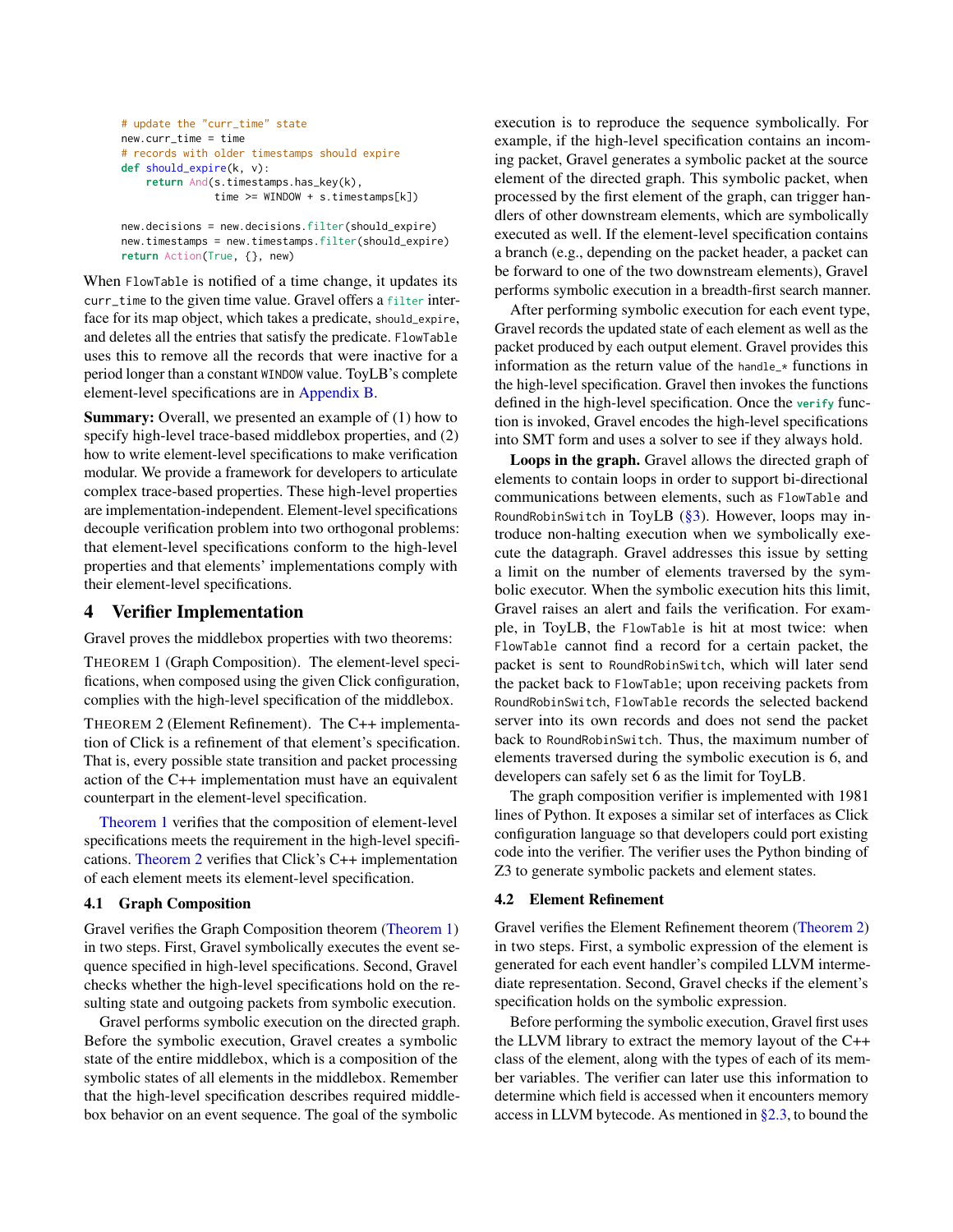```
# update the "curr_time" state
new.curr_time = time
# records with older timestamps should expire
def should_expire(k, v):
    return And(s.timestamps.has_key(k),
               time >= WINDOW + s.timestamps[k])

new.decisions = new.decisions.filter(should_expire)
new.timestamps = new.timestamps.filter(should_expire)
return Action(True, {}, new)
```

When `FlowTable` is notified of a time change, it updates its `curr_time` to the given time value. Gravel offers a `filter` interface for its map object, which takes a predicate, `should_expire`, and deletes all the entries that satisfy the predicate. `FlowTable` uses this to remove all the records that were inactive for a period longer than a constant `WINDOW` value. ToyLB's complete element-level specifications are in Appendix B.

**Summary:** Overall, we presented an example of (1) how to specify high-level trace-based middlebox properties, and (2) how to write element-level specifications to make verification modular. We provide a framework for developers to articulate complex trace-based properties. These high-level properties are implementation-independent. Element-level specifications decouple verification problem into two orthogonal problems: that element-level specifications conform to the high-level properties and that elements' implementations comply with their element-level specifications.

# 4 Verifier Implementation

Gravel proves the middlebox properties with two theorems:

THEOREM 1 (Graph Composition). The element-level specifications, when composed using the given Click configuration, complies with the high-level specification of the middlebox.

THEOREM 2 (Element Refinement). The C++ implementation of Click is a refinement of that element's specification. That is, every possible state transition and packet processing action of the C++ implementation must have an equivalent counterpart in the element-level specification.

Theorem 1 verifies that the composition of element-level specifications meets the requirement in the high-level specifications. Theorem 2 verifies that Click's C++ implementation of each element meets its element-level specification.

## 4.1 Graph Composition

Gravel verifies the Graph Composition theorem (Theorem 1) in two steps. First, Gravel symbolically executes the event sequence specified in high-level specifications. Second, Gravel checks whether the high-level specifications hold on the resulting state and outgoing packets from symbolic execution.

Gravel performs symbolic execution on the directed graph. Before the symbolic execution, Gravel creates a symbolic state of the entire middlebox, which is a composition of the symbolic states of all elements in the middlebox. Remember that the high-level specification describes required middlebox behavior on an event sequence. The goal of the symbolic execution is to reproduce the sequence symbolically. For example, if the high-level specification contains an incoming packet, Gravel generates a symbolic packet at the source element of the directed graph. This symbolic packet, when processed by the first element of the graph, can trigger handlers of other downstream elements, which are symbolically executed as well. If the element-level specification contains a branch (e.g., depending on the packet header, a packet can be forward to one of the two downstream elements), Gravel performs symbolic execution in a breadth-first search manner.

After performing symbolic execution for each event type, Gravel records the updated state of each element as well as the packet produced by each output element. Gravel provides this information as the return value of the `handle_*` functions in the high-level specification. Gravel then invokes the functions defined in the high-level specification. Once the `verify` function is invoked, Gravel encodes the high-level specifications into SMT form and uses a solver to see if they always hold.

**Loops in the graph.** Gravel allows the directed graph of elements to contain loops in order to support bi-directional communications between elements, such as `FlowTable` and `RoundRobinSwitch` in ToyLB (§3). However, loops may introduce non-halting execution when we symbolically execute the datagraph. Gravel addresses this issue by setting a limit on the number of elements traversed by the symbolic executor. When the symbolic execution hits this limit, Gravel raises an alert and fails the verification. For example, in ToyLB, the `FlowTable` is hit at most twice: when `FlowTable` cannot find a record for a certain packet, the packet is sent to `RoundRobinSwitch`, which will later send the packet back to `FlowTable`; upon receiving packets from `RoundRobinSwitch`, `FlowTable` records the selected backend server into its own records and does not send the packet back to `RoundRobinSwitch`. Thus, the maximum number of elements traversed during the symbolic execution is 6, and developers can safely set 6 as the limit for ToyLB.

The graph composition verifier is implemented with 1981 lines of Python. It exposes a similar set of interfaces as Click configuration language so that developers could port existing code into the verifier. The verifier uses the Python binding of Z3 to generate symbolic packets and element states.

## 4.2 Element Refinement

Gravel verifies the Element Refinement theorem (Theorem 2) in two steps. First, a symbolic expression of the element is generated for each event handler's compiled LLVM intermediate representation. Second, Gravel checks if the element's specification holds on the symbolic expression.

Before performing the symbolic execution, Gravel first uses the LLVM library to extract the memory layout of the C++ class of the element, along with the types of each of its member variables. The verifier can later use this information to determine which field is accessed when it encounters memory access in LLVM bytecode. As mentioned in §2.3, to bound the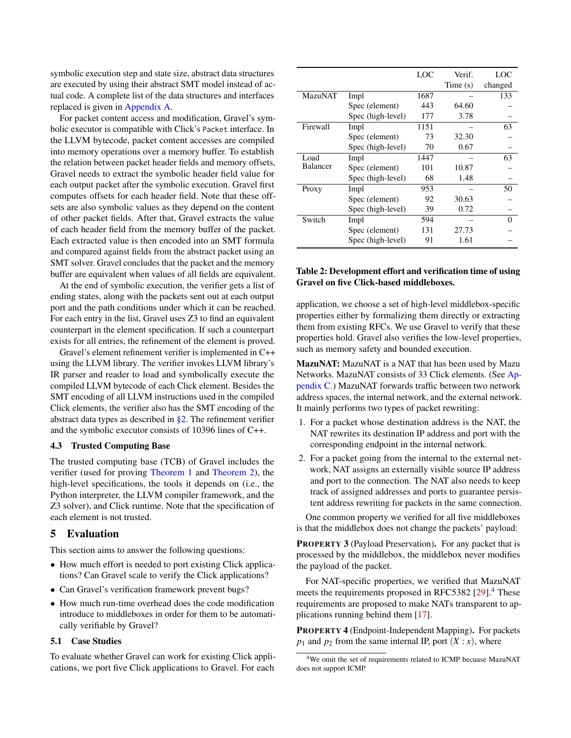symbolic execution step and state size, abstract data structures are executed by using their abstract SMT model instead of actual code. A complete list of the data structures and interfaces replaced is given in Appendix A.

For packet content access and modification, Gravel's symbolic executor is compatible with Click's `Packet` interface. In the LLVM bytecode, packet content accesses are compiled into memory operations over a memory buffer. To establish the relation between packet header fields and memory offsets, Gravel needs to extract the symbolic header field value for each output packet after the symbolic execution. Gravel first computes offsets for each header field. Note that these offsets are also symbolic values as they depend on the content of other packet fields. After that, Gravel extracts the value of each header field from the memory buffer of the packet. Each extracted value is then encoded into an SMT formula and compared against fields from the abstract packet using an SMT solver. Gravel concludes that the packet and the memory buffer are equivalent when values of all fields are equivalent.

At the end of symbolic execution, the verifier gets a list of ending states, along with the packets sent out at each output port and the path conditions under which it can be reached. For each entry in the list, Gravel uses Z3 to find an equivalent counterpart in the element specification. If such a counterpart exists for all entries, the refinement of the element is proved.

Gravel's element refinement verifier is implemented in C++ using the LLVM library. The verifier invokes LLVM library's IR parser and reader to load and symbolically execute the compiled LLVM bytecode of each Click element. Besides the SMT encoding of all LLVM instructions used in the compiled Click elements, the verifier also has the SMT encoding of the abstract data types as described in §2. The refinement verifier and the symbolic executor consists of 10396 lines of C++.

### 4.3 Trusted Computing Base

The trusted computing base (TCB) of Gravel includes the verifier (used for proving Theorem 1 and Theorem 2), the high-level specifications, the tools it depends on (i.e., the Python interpreter, the LLVM compiler framework, and the Z3 solver), and Click runtime. Note that the specification of each element is not trusted.

## 5 Evaluation

This section aims to answer the following questions:

- How much effort is needed to port existing Click applications? Can Gravel scale to verify the Click applications?
- Can Gravel's verification framework prevent bugs?
- How much run-time overhead does the code modification introduce to middleboxes in order for them to be automatically verifiable by Gravel?

### 5.1 Case Studies

To evaluate whether Gravel can work for existing Click applications, we port five Click applications to Gravel. For each application, we choose a set of high-level middlebox-specific properties either by formalizing them directly or extracting them from existing RFCs. We use Gravel to verify that these properties hold. Gravel also verifies the low-level properties, such as memory safety and bounded execution.

| | | LOC | Verif. Time (s) | LOC changed |
|---|---|---|---|---|
| MazuNAT | Impl | 1687 | – | 133 |
| | Spec (element) | 443 | 64.60 | – |
| | Spec (high-level) | 177 | 3.78 | – |
| Firewall | Impl | 1151 | – | 63 |
| | Spec (element) | 73 | 32.30 | – |
| | Spec (high-level) | 70 | 0.67 | – |
| Load Balancer | Impl | 1447 | – | 63 |
| | Spec (element) | 101 | 10.87 | – |
| | Spec (high-level) | 68 | 1.48 | – |
| Proxy | Impl | 953 | – | 50 |
| | Spec (element) | 92 | 30.63 | – |
| | Spec (high-level) | 39 | 0.72 | – |
| Switch | Impl | 594 | – | 0 |
| | Spec (element) | 131 | 27.73 | – |
| | Spec (high-level) | 91 | 1.61 | – |

**Table 2: Development effort and verification time of using Gravel on five Click-based middleboxes.**

**MazuNAT:** MazuNAT is a NAT that has been used by Mazu Networks. MazuNAT consists of 33 Click elements. (See Appendix C.) MazuNAT forwards traffic between two network address spaces, the internal network, and the external network. It mainly performs two types of packet rewriting:

1. For a packet whose destination address is the NAT, the NAT rewrites its destination IP address and port with the corresponding endpoint in the internal network.
2. For a packet going from the internal to the external network, NAT assigns an externally visible source IP address and port to the connection. The NAT also needs to keep track of assigned addresses and ports to guarantee persistent address rewriting for packets in the same connection.

One common property we verified for all five middleboxes is that the middlebox does not change the packets' payload:

**PROPERTY 3** (Payload Preservation)**.** For any packet that is processed by the middlebox, the middlebox never modifies the payload of the packet.

For NAT-specific properties, we verified that MazuNAT meets the requirements proposed in RFC5382 [29].[4] These requirements are proposed to make NATs transparent to applications running behind them [17].

**PROPERTY 4** (Endpoint-Independent Mapping)**.** For packets $p_1$ and $p_2$ from the same internal IP, port $(X : x)$, where

[4] We omit the set of requirements related to ICMP becuase MazuNAT does not support ICMP.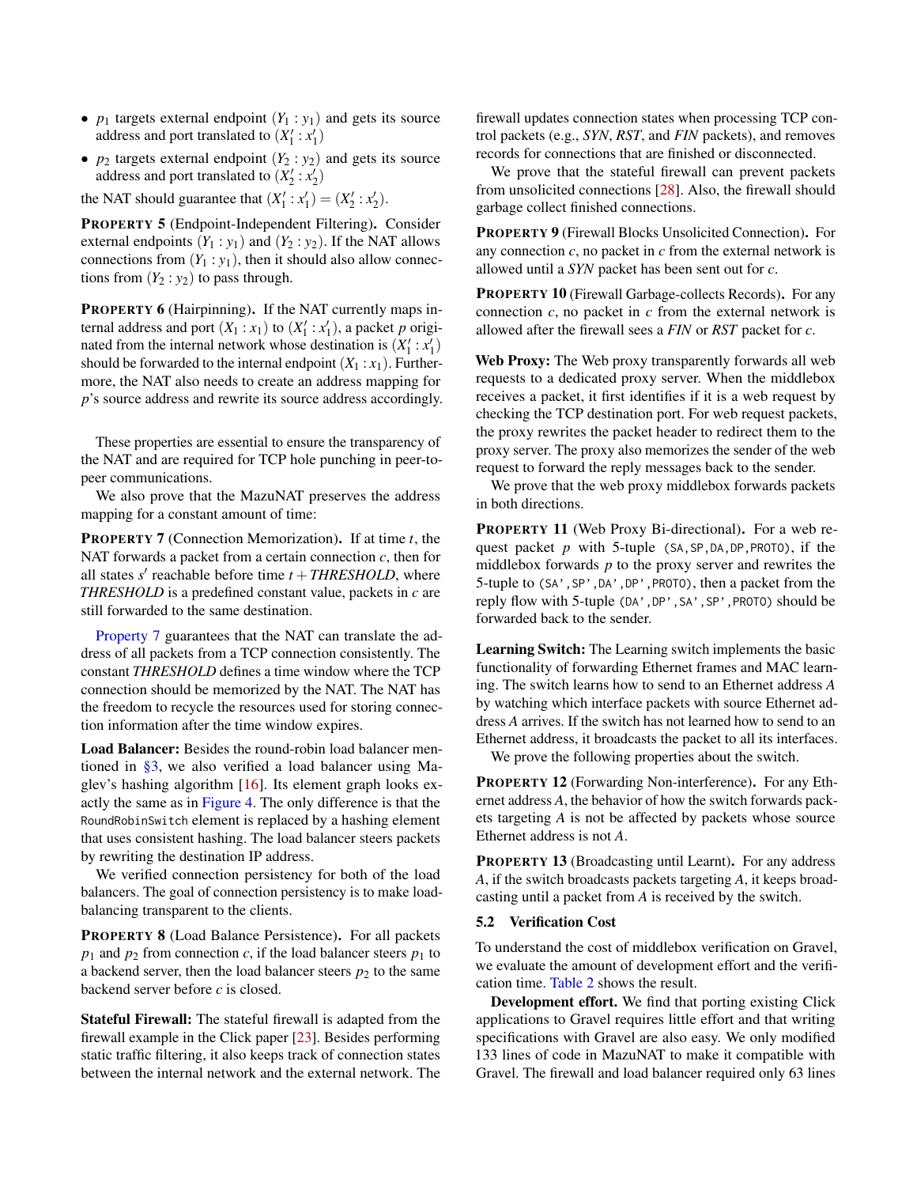- $p_1$ targets external endpoint $(Y_1 : y_1)$ and gets its source address and port translated to $(X_1' : x_1')$
- $p_2$ targets external endpoint $(Y_2 : y_2)$ and gets its source address and port translated to $(X_2' : x_2')$

the NAT should guarantee that $(X_1' : x_1') = (X_2' : x_2')$.

**PROPERTY 5** (Endpoint-Independent Filtering)**.** Consider external endpoints $(Y_1 : y_1)$ and $(Y_2 : y_2)$. If the NAT allows connections from $(Y_1 : y_1)$, then it should also allow connections from $(Y_2 : y_2)$ to pass through.

**PROPERTY 6** (Hairpinning)**.** If the NAT currently maps internal address and port $(X_1 : x_1)$ to $(X_1' : x_1')$, a packet $p$ originated from the internal network whose destination is $(X_1' : x_1')$ should be forwarded to the internal endpoint $(X_1 : x_1)$. Furthermore, the NAT also needs to create an address mapping for $p$'s source address and rewrite its source address accordingly.

These properties are essential to ensure the transparency of the NAT and are required for TCP hole punching in peer-to-peer communications.

We also prove that the MazuNAT preserves the address mapping for a constant amount of time:

**PROPERTY 7** (Connection Memorization)**.** If at time $t$, the NAT forwards a packet from a certain connection $c$, then for all states $s'$ reachable before time $t + THRESHOLD$, where *THRESHOLD* is a predefined constant value, packets in $c$ are still forwarded to the same destination.

Property 7 guarantees that the NAT can translate the address of all packets from a TCP connection consistently. The constant *THRESHOLD* defines a time window where the TCP connection should be memorized by the NAT. The NAT has the freedom to recycle the resources used for storing connection information after the time window expires.

**Load Balancer:** Besides the round-robin load balancer mentioned in §3, we also verified a load balancer using Maglev's hashing algorithm [16]. Its element graph looks exactly the same as in Figure 4. The only difference is that the `RoundRobinSwitch` element is replaced by a hashing element that uses consistent hashing. The load balancer steers packets by rewriting the destination IP address.

We verified connection persistency for both of the load balancers. The goal of connection persistency is to make load-balancing transparent to the clients.

**PROPERTY 8** (Load Balance Persistence)**.** For all packets $p_1$ and $p_2$ from connection $c$, if the load balancer steers $p_1$ to a backend server, then the load balancer steers $p_2$ to the same backend server before $c$ is closed.

**Stateful Firewall:** The stateful firewall is adapted from the firewall example in the Click paper [23]. Besides performing static traffic filtering, it also keeps track of connection states between the internal network and the external network. The firewall updates connection states when processing TCP control packets (e.g., *SYN*, *RST*, and *FIN* packets), and removes records for connections that are finished or disconnected.

We prove that the stateful firewall can prevent packets from unsolicited connections [28]. Also, the firewall should garbage collect finished connections.

**PROPERTY 9** (Firewall Blocks Unsolicited Connection)**.** For any connection $c$, no packet in $c$ from the external network is allowed until a *SYN* packet has been sent out for $c$.

**PROPERTY 10** (Firewall Garbage-collects Records)**.** For any connection $c$, no packet in $c$ from the external network is allowed after the firewall sees a *FIN* or *RST* packet for $c$.

**Web Proxy:** The Web proxy transparently forwards all web requests to a dedicated proxy server. When the middlebox receives a packet, it first identifies if it is a web request by checking the TCP destination port. For web request packets, the proxy rewrites the packet header to redirect them to the proxy server. The proxy also memorizes the sender of the web request to forward the reply messages back to the sender.

We prove that the web proxy middlebox forwards packets in both directions.

**PROPERTY 11** (Web Proxy Bi-directional)**.** For a web request packet $p$ with 5-tuple `(SA,SP,DA,DP,PROTO)`, if the middlebox forwards $p$ to the proxy server and rewrites the 5-tuple to `(SA',SP',DA',DP',PROTO)`, then a packet from the reply flow with 5-tuple `(DA',DP',SA',SP',PROTO)` should be forwarded back to the sender.

**Learning Switch:** The Learning switch implements the basic functionality of forwarding Ethernet frames and MAC learning. The switch learns how to send to an Ethernet address $A$ by watching which interface packets with source Ethernet address $A$ arrives. If the switch has not learned how to send to an Ethernet address, it broadcasts the packet to all its interfaces.

We prove the following properties about the switch.

**PROPERTY 12** (Forwarding Non-interference)**.** For any Ethernet address $A$, the behavior of how the switch forwards packets targeting $A$ is not be affected by packets whose source Ethernet address is not $A$.

**PROPERTY 13** (Broadcasting until Learnt)**.** For any address $A$, if the switch broadcasts packets targeting $A$, it keeps broadcasting until a packet from $A$ is received by the switch.

### 5.2 Verification Cost

To understand the cost of middlebox verification on Gravel, we evaluate the amount of development effort and the verification time. Table 2 shows the result.

**Development effort.** We find that porting existing Click applications to Gravel requires little effort and that writing specifications with Gravel are also easy. We only modified 133 lines of code in MazuNAT to make it compatible with Gravel. The firewall and load balancer required only 63 lines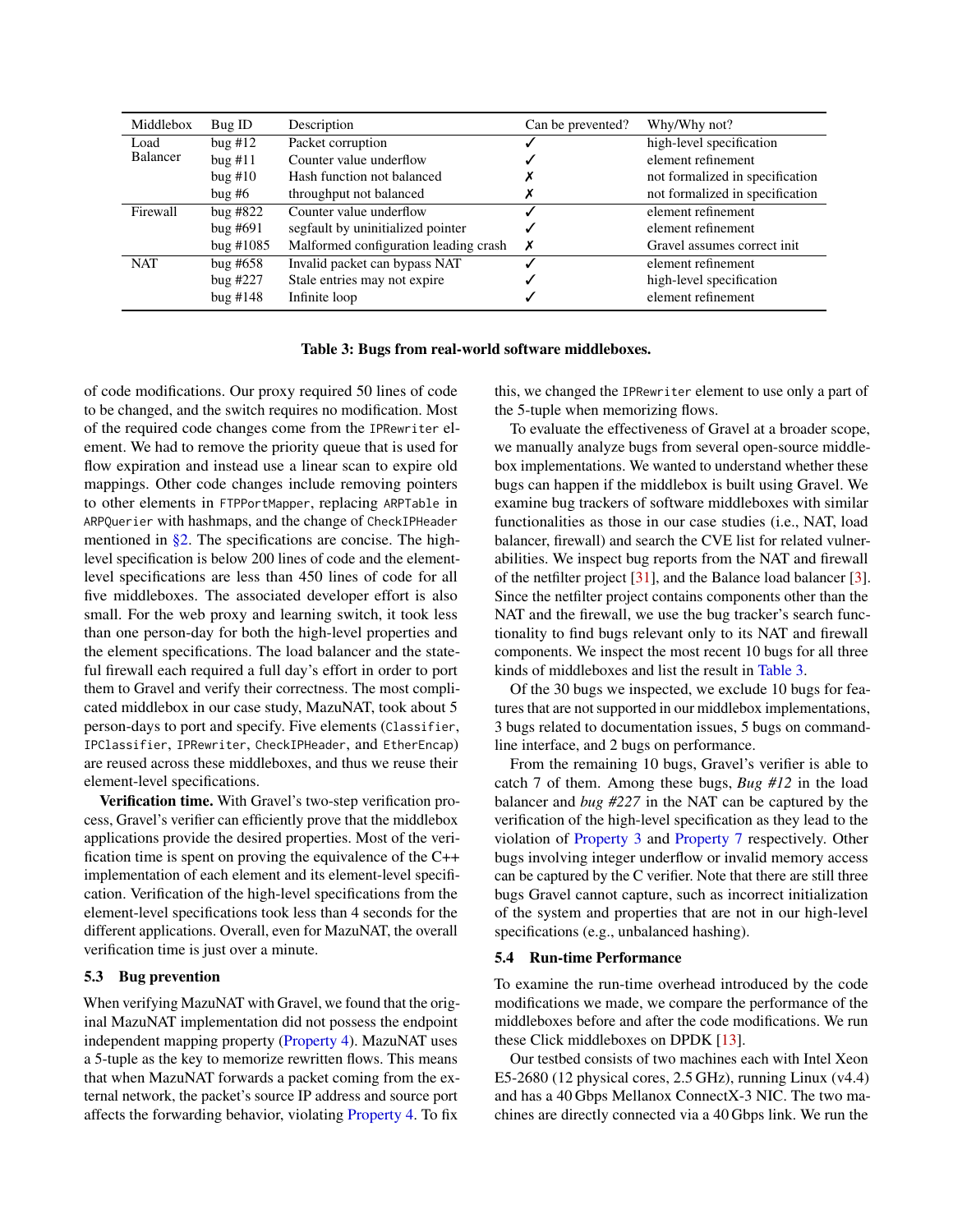| Middlebox | Bug ID | Description | Can be prevented? | Why/Why not? |
|---|---|---|---|---|
| Load Balancer | bug #12 | Packet corruption | ✓ | high-level specification |
| | bug #11 | Counter value underflow | ✓ | element refinement |
| | bug #10 | Hash function not balanced | ✗ | not formalized in specification |
| | bug #6 | throughput not balanced | ✗ | not formalized in specification |
| Firewall | bug #822 | Counter value underflow | ✓ | element refinement |
| | bug #691 | segfault by uninitialized pointer | ✓ | element refinement |
| | bug #1085 | Malformed configuration leading crash | ✗ | Gravel assumes correct init |
| NAT | bug #658 | Invalid packet can bypass NAT | ✓ | element refinement |
| | bug #227 | Stale entries may not expire | ✓ | high-level specification |
| | bug #148 | Infinite loop | ✓ | element refinement |

**Table 3: Bugs from real-world software middleboxes.**

of code modifications. Our proxy required 50 lines of code to be changed, and the switch requires no modification. Most of the required code changes come from the `IPRewriter` element. We had to remove the priority queue that is used for flow expiration and instead use a linear scan to expire old mappings. Other code changes include removing pointers to other elements in `FTPPortMapper`, replacing `ARPTable` in `ARPQuerier` with hashmaps, and the change of `CheckIPHeader` mentioned in §2. The specifications are concise. The high-level specification is below 200 lines of code and the element-level specifications are less than 450 lines of code for all five middleboxes. The associated developer effort is also small. For the web proxy and learning switch, it took less than one person-day for both the high-level properties and the element specifications. The load balancer and the stateful firewall each required a full day's effort in order to port them to Gravel and verify their correctness. The most complicated middlebox in our case study, MazuNAT, took about 5 person-days to port and specify. Five elements (`Classifier`, `IPClassifier`, `IPRewriter`, `CheckIPHeader`, and `EtherEncap`) are reused across these middleboxes, and thus we reuse their element-level specifications.

**Verification time.** With Gravel's two-step verification process, Gravel's verifier can efficiently prove that the middlebox applications provide the desired properties. Most of the verification time is spent on proving the equivalence of the C++ implementation of each element and its element-level specification. Verification of the high-level specifications from the element-level specifications took less than 4 seconds for the different applications. Overall, even for MazuNAT, the overall verification time is just over a minute.

### 5.3 Bug prevention

When verifying MazuNAT with Gravel, we found that the original MazuNAT implementation did not possess the endpoint independent mapping property (Property 4). MazuNAT uses a 5-tuple as the key to memorize rewritten flows. This means that when MazuNAT forwards a packet coming from the external network, the packet's source IP address and source port affects the forwarding behavior, violating Property 4. To fix this, we changed the `IPRewriter` element to use only a part of the 5-tuple when memorizing flows.

To evaluate the effectiveness of Gravel at a broader scope, we manually analyze bugs from several open-source middlebox implementations. We wanted to understand whether these bugs can happen if the middlebox is built using Gravel. We examine bug trackers of software middleboxes with similar functionalities as those in our case studies (i.e., NAT, load balancer, firewall) and search the CVE list for related vulnerabilities. We inspect bug reports from the NAT and firewall of the netfilter project [31], and the Balance load balancer [3]. Since the netfilter project contains components other than the NAT and the firewall, we use the bug tracker's search functionality to find bugs relevant only to its NAT and firewall components. We inspect the most recent 10 bugs for all three kinds of middleboxes and list the result in Table 3.

Of the 30 bugs we inspected, we exclude 10 bugs for features that are not supported in our middlebox implementations, 3 bugs related to documentation issues, 5 bugs on command-line interface, and 2 bugs on performance.

From the remaining 10 bugs, Gravel's verifier is able to catch 7 of them. Among these bugs, *Bug #12* in the load balancer and *bug #227* in the NAT can be captured by the verification of the high-level specification as they lead to the violation of Property 3 and Property 7 respectively. Other bugs involving integer underflow or invalid memory access can be captured by the C verifier. Note that there are still three bugs Gravel cannot capture, such as incorrect initialization of the system and properties that are not in our high-level specifications (e.g., unbalanced hashing).

### 5.4 Run-time Performance

To examine the run-time overhead introduced by the code modifications we made, we compare the performance of the middleboxes before and after the code modifications. We run these Click middleboxes on DPDK [13].

Our testbed consists of two machines each with Intel Xeon E5-2680 (12 physical cores, 2.5 GHz), running Linux (v4.4) and has a 40 Gbps Mellanox ConnectX-3 NIC. The two machines are directly connected via a 40 Gbps link. We run the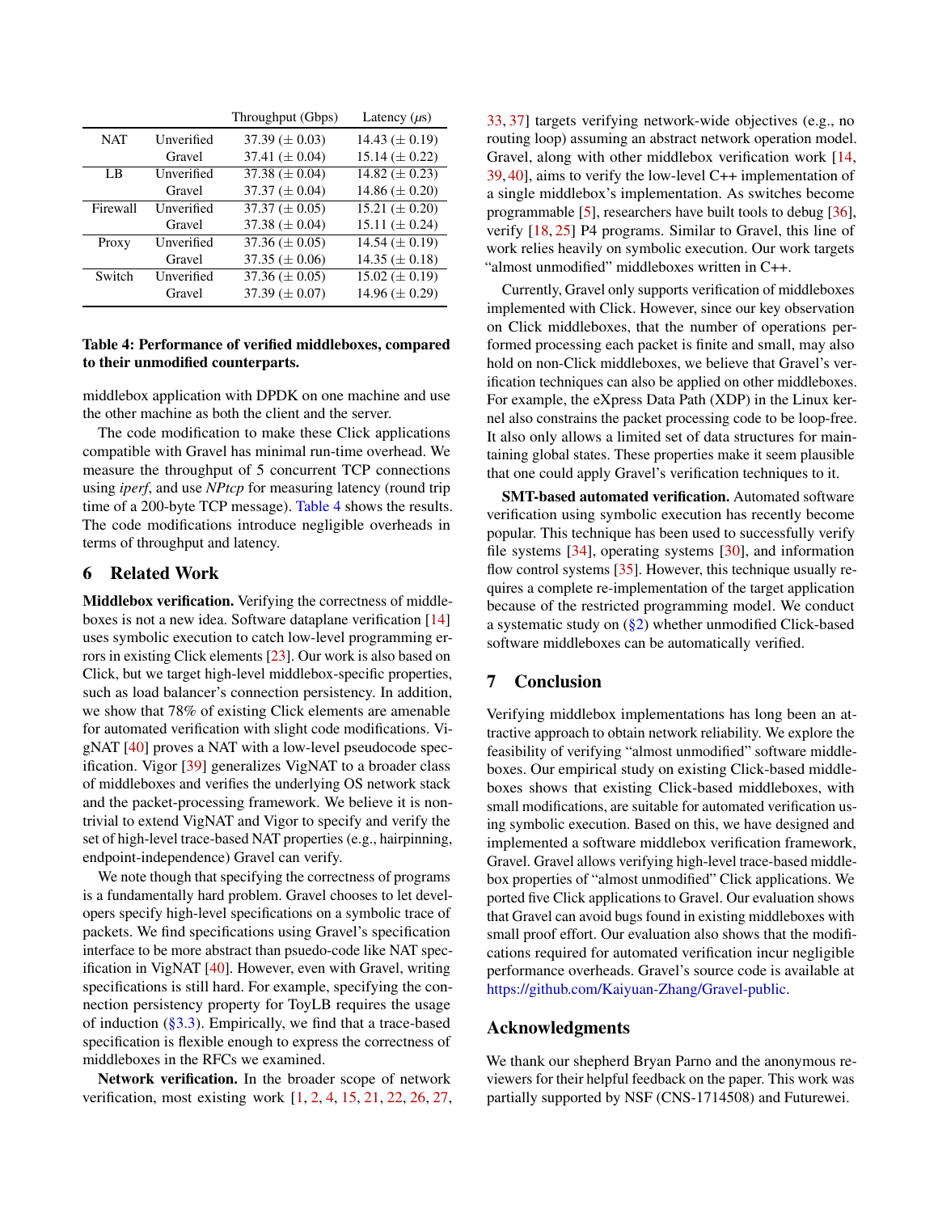| | | Throughput (Gbps) | Latency ($\mu$s) |
|---|---|---|---|
| NAT | Unverified | 37.39 ($\pm$ 0.03) | 14.43 ($\pm$ 0.19) |
| | Gravel | 37.41 ($\pm$ 0.04) | 15.14 ($\pm$ 0.22) |
| LB | Unverified | 37.38 ($\pm$ 0.04) | 14.82 ($\pm$ 0.23) |
| | Gravel | 37.37 ($\pm$ 0.04) | 14.86 ($\pm$ 0.20) |
| Firewall | Unverified | 37.37 ($\pm$ 0.05) | 15.21 ($\pm$ 0.20) |
| | Gravel | 37.38 ($\pm$ 0.04) | 15.11 ($\pm$ 0.24) |
| Proxy | Unverified | 37.36 ($\pm$ 0.05) | 14.54 ($\pm$ 0.19) |
| | Gravel | 37.35 ($\pm$ 0.06) | 14.35 ($\pm$ 0.18) |
| Switch | Unverified | 37.36 ($\pm$ 0.05) | 15.02 ($\pm$ 0.19) |
| | Gravel | 37.39 ($\pm$ 0.07) | 14.96 ($\pm$ 0.29) |

**Table 4: Performance of verified middleboxes, compared to their unmodified counterparts.**

middlebox application with DPDK on one machine and use the other machine as both the client and the server.

The code modification to make these Click applications compatible with Gravel has minimal run-time overhead. We measure the throughput of 5 concurrent TCP connections using *iperf*, and use *NPtcp* for measuring latency (round trip time of a 200-byte TCP message). Table 4 shows the results. The code modifications introduce negligible overheads in terms of throughput and latency.

## 6 Related Work

**Middlebox verification.** Verifying the correctness of middleboxes is not a new idea. Software dataplane verification [14] uses symbolic execution to catch low-level programming errors in existing Click elements [23]. Our work is also based on Click, but we target high-level middlebox-specific properties, such as load balancer's connection persistency. In addition, we show that 78% of existing Click elements are amenable for automated verification with slight code modifications. VigNAT [40] proves a NAT with a low-level pseudocode specification. Vigor [39] generalizes VigNAT to a broader class of middleboxes and verifies the underlying OS network stack and the packet-processing framework. We believe it is non-trivial to extend VigNAT and Vigor to specify and verify the set of high-level trace-based NAT properties (e.g., hairpinning, endpoint-independence) Gravel can verify.

We note though that specifying the correctness of programs is a fundamentally hard problem. Gravel chooses to let developers specify high-level specifications on a symbolic trace of packets. We find specifications using Gravel's specification interface to be more abstract than psuedo-code like NAT specification in VigNAT [40]. However, even with Gravel, writing specifications is still hard. For example, specifying the connection persistency property for ToyLB requires the usage of induction (§3.3). Empirically, we find that a trace-based specification is flexible enough to express the correctness of middleboxes in the RFCs we examined.

**Network verification.** In the broader scope of network verification, most existing work [1, 2, 4, 15, 21, 22, 26, 27, 33, 37] targets verifying network-wide objectives (e.g., no routing loop) assuming an abstract network operation model. Gravel, along with other middlebox verification work [14, 39, 40], aims to verify the low-level C++ implementation of a single middlebox's implementation. As switches become programmable [5], researchers have built tools to debug [36], verify [18, 25] P4 programs. Similar to Gravel, this line of work relies heavily on symbolic execution. Our work targets "almost unmodified" middleboxes written in C++.

Currently, Gravel only supports verification of middleboxes implemented with Click. However, since our key observation on Click middleboxes, that the number of operations performed processing each packet is finite and small, may also hold on non-Click middleboxes, we believe that Gravel's verification techniques can also be applied on other middleboxes. For example, the eXpress Data Path (XDP) in the Linux kernel also constrains the packet processing code to be loop-free. It also only allows a limited set of data structures for maintaining global states. These properties make it seem plausible that one could apply Gravel's verification techniques to it.

**SMT-based automated verification.** Automated software verification using symbolic execution has recently become popular. This technique has been used to successfully verify file systems [34], operating systems [30], and information flow control systems [35]. However, this technique usually requires a complete re-implementation of the target application because of the restricted programming model. We conduct a systematic study on (§2) whether unmodified Click-based software middleboxes can be automatically verified.

## 7 Conclusion

Verifying middlebox implementations has long been an attractive approach to obtain network reliability. We explore the feasibility of verifying "almost unmodified" software middleboxes. Our empirical study on existing Click-based middleboxes shows that existing Click-based middleboxes, with small modifications, are suitable for automated verification using symbolic execution. Based on this, we have designed and implemented a software middlebox verification framework, Gravel. Gravel allows verifying high-level trace-based middlebox properties of "almost unmodified" Click applications. We ported five Click applications to Gravel. Our evaluation shows that Gravel can avoid bugs found in existing middleboxes with small proof effort. Our evaluation also shows that the modifications required for automated verification incur negligible performance overheads. Gravel's source code is available at https://github.com/Kaiyuan-Zhang/Gravel-public.

## Acknowledgments

We thank our shepherd Bryan Parno and the anonymous reviewers for their helpful feedback on the paper. This work was partially supported by NSF (CNS-1714508) and Futurewei.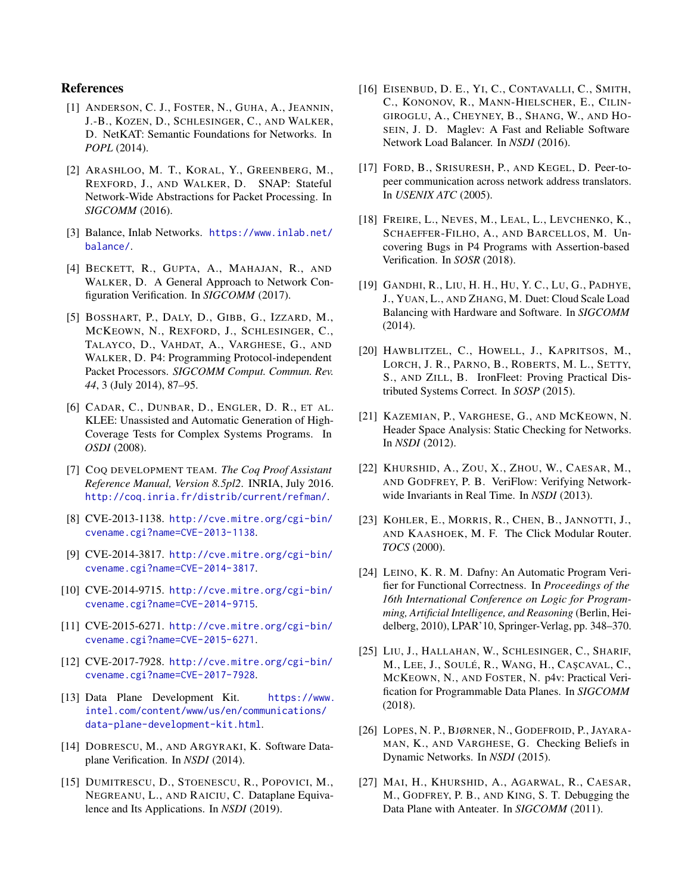## References

[1] ANDERSON, C. J., FOSTER, N., GUHA, A., JEANNIN, J.-B., KOZEN, D., SCHLESINGER, C., AND WALKER, D. NetKAT: Semantic Foundations for Networks. In *POPL* (2014).

[2] ARASHLOO, M. T., KORAL, Y., GREENBERG, M., REXFORD, J., AND WALKER, D. SNAP: Stateful Network-Wide Abstractions for Packet Processing. In *SIGCOMM* (2016).

[3] Balance, Inlab Networks. https://www.inlab.net/balance/.

[4] BECKETT, R., GUPTA, A., MAHAJAN, R., AND WALKER, D. A General Approach to Network Configuration Verification. In *SIGCOMM* (2017).

[5] BOSSHART, P., DALY, D., GIBB, G., IZZARD, M., MCKEOWN, N., REXFORD, J., SCHLESINGER, C., TALAYCO, D., VAHDAT, A., VARGHESE, G., AND WALKER, D. P4: Programming Protocol-independent Packet Processors. *SIGCOMM Comput. Commun. Rev. 44*, 3 (July 2014), 87–95.

[6] CADAR, C., DUNBAR, D., ENGLER, D. R., ET AL. KLEE: Unassisted and Automatic Generation of High-Coverage Tests for Complex Systems Programs. In *OSDI* (2008).

[7] COQ DEVELOPMENT TEAM. *The Coq Proof Assistant Reference Manual, Version 8.5pl2*. INRIA, July 2016. http://coq.inria.fr/distrib/current/refman/.

[8] CVE-2013-1138. http://cve.mitre.org/cgi-bin/cvename.cgi?name=CVE-2013-1138.

[9] CVE-2014-3817. http://cve.mitre.org/cgi-bin/cvename.cgi?name=CVE-2014-3817.

[10] CVE-2014-9715. http://cve.mitre.org/cgi-bin/cvename.cgi?name=CVE-2014-9715.

[11] CVE-2015-6271. http://cve.mitre.org/cgi-bin/cvename.cgi?name=CVE-2015-6271.

[12] CVE-2017-7928. http://cve.mitre.org/cgi-bin/cvename.cgi?name=CVE-2017-7928.

[13] Data Plane Development Kit. https://www.intel.com/content/www/us/en/communications/data-plane-development-kit.html.

[14] DOBRESCU, M., AND ARGYRAKI, K. Software Dataplane Verification. In *NSDI* (2014).

[15] DUMITRESCU, D., STOENESCU, R., POPOVICI, M., NEGREANU, L., AND RAICIU, C. Dataplane Equivalence and Its Applications. In *NSDI* (2019).

[16] EISENBUD, D. E., YI, C., CONTAVALLI, C., SMITH, C., KONONOV, R., MANN-HIELSCHER, E., CILINGIROGLU, A., CHEYNEY, B., SHANG, W., AND HOSEIN, J. D. Maglev: A Fast and Reliable Software Network Load Balancer. In *NSDI* (2016).

[17] FORD, B., SRISURESH, P., AND KEGEL, D. Peer-to-peer communication across network address translators. In *USENIX ATC* (2005).

[18] FREIRE, L., NEVES, M., LEAL, L., LEVCHENKO, K., SCHAEFFER-FILHO, A., AND BARCELLOS, M. Uncovering Bugs in P4 Programs with Assertion-based Verification. In *SOSR* (2018).

[19] GANDHI, R., LIU, H. H., HU, Y. C., LU, G., PADHYE, J., YUAN, L., AND ZHANG, M. Duet: Cloud Scale Load Balancing with Hardware and Software. In *SIGCOMM* (2014).

[20] HAWBLITZEL, C., HOWELL, J., KAPRITSOS, M., LORCH, J. R., PARNO, B., ROBERTS, M. L., SETTY, S., AND ZILL, B. IronFleet: Proving Practical Distributed Systems Correct. In *SOSP* (2015).

[21] KAZEMIAN, P., VARGHESE, G., AND MCKEOWN, N. Header Space Analysis: Static Checking for Networks. In *NSDI* (2012).

[22] KHURSHID, A., ZOU, X., ZHOU, W., CAESAR, M., AND GODFREY, P. B. VeriFlow: Verifying Network-wide Invariants in Real Time. In *NSDI* (2013).

[23] KOHLER, E., MORRIS, R., CHEN, B., JANNOTTI, J., AND KAASHOEK, M. F. The Click Modular Router. *TOCS* (2000).

[24] LEINO, K. R. M. Dafny: An Automatic Program Verifier for Functional Correctness. In *Proceedings of the 16th International Conference on Logic for Programming, Artificial Intelligence, and Reasoning* (Berlin, Heidelberg, 2010), LPAR'10, Springer-Verlag, pp. 348–370.

[25] LIU, J., HALLAHAN, W., SCHLESINGER, C., SHARIF, M., LEE, J., SOULÉ, R., WANG, H., CAŞCAVAL, C., MCKEOWN, N., AND FOSTER, N. p4v: Practical Verification for Programmable Data Planes. In *SIGCOMM* (2018).

[26] LOPES, N. P., BJØRNER, N., GODEFROID, P., JAYARAMAN, K., AND VARGHESE, G. Checking Beliefs in Dynamic Networks. In *NSDI* (2015).

[27] MAI, H., KHURSHID, A., AGARWAL, R., CAESAR, M., GODFREY, P. B., AND KING, S. T. Debugging the Data Plane with Anteater. In *SIGCOMM* (2011).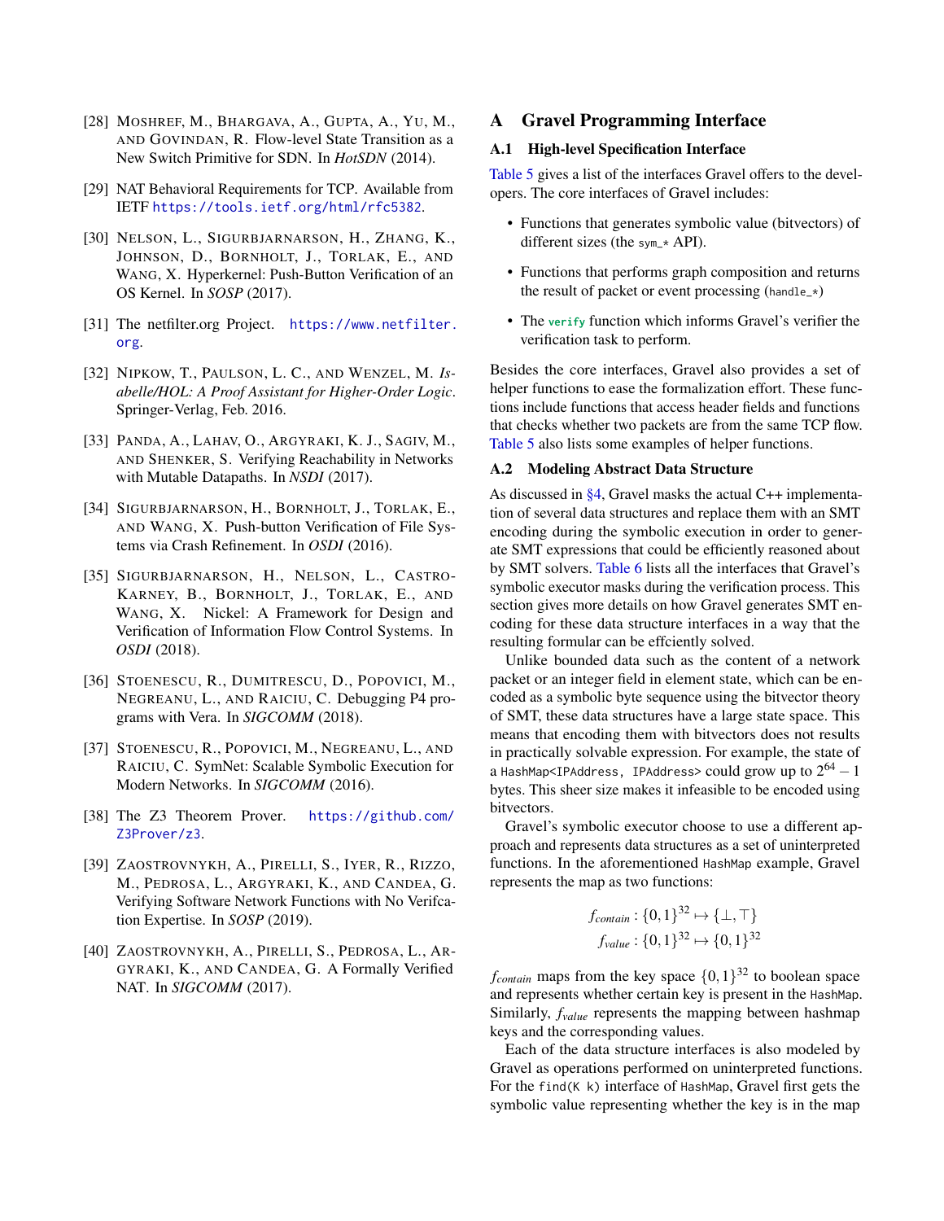[28] Moshref, M., Bhargava, A., Gupta, A., Yu, M., and Govindan, R. Flow-level State Transition as a New Switch Primitive for SDN. In *HotSDN* (2014).

[29] NAT Behavioral Requirements for TCP. Available from IETF https://tools.ietf.org/html/rfc5382.

[30] Nelson, L., Sigurbjarnarson, H., Zhang, K., Johnson, D., Bornholt, J., Torlak, E., and Wang, X. Hyperkernel: Push-Button Verification of an OS Kernel. In *SOSP* (2017).

[31] The netfilter.org Project. https://www.netfilter.org.

[32] Nipkow, T., Paulson, L. C., and Wenzel, M. *Isabelle/HOL: A Proof Assistant for Higher-Order Logic*. Springer-Verlag, Feb. 2016.

[33] Panda, A., Lahav, O., Argyraki, K. J., Sagiv, M., and Shenker, S. Verifying Reachability in Networks with Mutable Datapaths. In *NSDI* (2017).

[34] Sigurbjarnarson, H., Bornholt, J., Torlak, E., and Wang, X. Push-button Verification of File Systems via Crash Refinement. In *OSDI* (2016).

[35] Sigurbjarnarson, H., Nelson, L., Castro-Karney, B., Bornholt, J., Torlak, E., and Wang, X. Nickel: A Framework for Design and Verification of Information Flow Control Systems. In *OSDI* (2018).

[36] Stoenescu, R., Dumitrescu, D., Popovici, M., Negreanu, L., and Raiciu, C. Debugging P4 programs with Vera. In *SIGCOMM* (2018).

[37] Stoenescu, R., Popovici, M., Negreanu, L., and Raiciu, C. SymNet: Scalable Symbolic Execution for Modern Networks. In *SIGCOMM* (2016).

[38] The Z3 Theorem Prover. https://github.com/Z3Prover/z3.

[39] Zaostrovnykh, A., Pirelli, S., Iyer, R., Rizzo, M., Pedrosa, L., Argyraki, K., and Candea, G. Verifying Software Network Functions with No Verifcation Expertise. In *SOSP* (2019).

[40] Zaostrovnykh, A., Pirelli, S., Pedrosa, L., Argyraki, K., and Candea, G. A Formally Verified NAT. In *SIGCOMM* (2017).

# A Gravel Programming Interface

## A.1 High-level Specification Interface

Table 5 gives a list of the interfaces Gravel offers to the developers. The core interfaces of Gravel includes:

- Functions that generates symbolic value (bitvectors) of different sizes (the `sym_*` API).
- Functions that performs graph composition and returns the result of packet or event processing (`handle_*`)
- The `verify` function which informs Gravel's verifier the verification task to perform.

Besides the core interfaces, Gravel also provides a set of helper functions to ease the formalization effort. These functions include functions that access header fields and functions that checks whether two packets are from the same TCP flow. Table 5 also lists some examples of helper functions.

## A.2 Modeling Abstract Data Structure

As discussed in §4, Gravel masks the actual C++ implementation of several data structures and replace them with an SMT encoding during the symbolic execution in order to generate SMT expressions that could be efficiently reasoned about by SMT solvers. Table 6 lists all the interfaces that Gravel's symbolic executor masks during the verification process. This section gives more details on how Gravel generates SMT encoding for these data structure interfaces in a way that the resulting formular can be effciently solved.

Unlike bounded data such as the content of a network packet or an integer field in element state, which can be encoded as a symbolic byte sequence using the bitvector theory of SMT, these data structures have a large state space. This means that encoding them with bitvectors does not results in practically solvable expression. For example, the state of a `HashMap<IPAddress, IPAddress>` could grow up to $2^{64}-1$ bytes. This sheer size makes it infeasible to be encoded using bitvectors.

Gravel's symbolic executor choose to use a different approach and represents data structures as a set of uninterpreted functions. In the aforementioned `HashMap` example, Gravel represents the map as two functions:

$$f_{contain} : \{0,1\}^{32} \mapsto \{\bot, \top\}$$
$$f_{value} : \{0,1\}^{32} \mapsto \{0,1\}^{32}$$

$f_{contain}$ maps from the key space $\{0,1\}^{32}$ to boolean space and represents whether certain key is present in the `HashMap`. Similarly, $f_{value}$ represents the mapping between hashmap keys and the corresponding values.

Each of the data structure interfaces is also modeled by Gravel as operations performed on uninterpreted functions. For the `find(K k)` interface of `HashMap`, Gravel first gets the symbolic value representing whether the key is in the map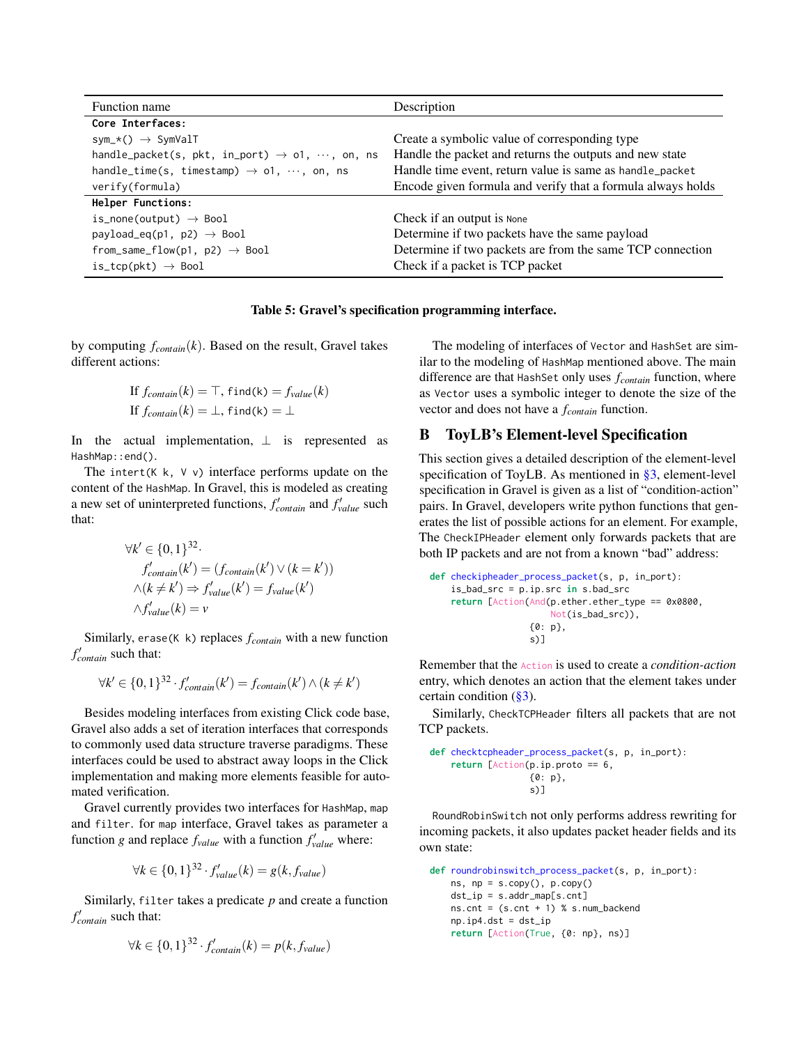| Function name | Description |
| --- | --- |
| **Core Interfaces:** | |
| `sym_*() → SymValT` | Create a symbolic value of corresponding type |
| `handle_packet(s, pkt, in_port) → o1, ···, on, ns` | Handle the packet and returns the outputs and new state |
| `handle_time(s, timestamp) → o1, ···, on, ns` | Handle time event, return value is same as `handle_packet` |
| `verify(formula)` | Encode given formula and verify that a formula always holds |
| **Helper Functions:** | |
| `is_none(output) → Bool` | Check if an output is `None` |
| `payload_eq(p1, p2) → Bool` | Determine if two packets have the same payload |
| `from_same_flow(p1, p2) → Bool` | Determine if two packets are from the same TCP connection |
| `is_tcp(pkt) → Bool` | Check if a packet is TCP packet |

**Table 5: Gravel's specification programming interface.**

by computing $f_{contain}(k)$. Based on the result, Gravel takes different actions:

$$\text{If } f_{contain}(k) = \top, \texttt{find(k)} = f_{value}(k)$$
$$\text{If } f_{contain}(k) = \bot, \texttt{find(k)} = \bot$$

In the actual implementation, $\bot$ is represented as `HashMap::end()`.

The `intert(K k, V v)` interface performs update on the content of the `HashMap`. In Gravel, this is modeled as creating a new set of uninterpreted functions, $f'_{contain}$ and $f'_{value}$ such that:

$$\begin{aligned}
&\forall k' \in \{0,1\}^{32}. \\
&\quad f'_{contain}(k') = (f_{contain}(k') \lor (k = k')) \\
&\quad \land (k \neq k') \Rightarrow f'_{value}(k') = f_{value}(k') \\
&\quad \land f'_{value}(k) = v
\end{aligned}$$

Similarly, `erase(K k)` replaces $f_{contain}$ with a new function $f'_{contain}$ such that:

$$\forall k' \in \{0,1\}^{32} \cdot f'_{contain}(k') = f_{contain}(k') \land (k \neq k')$$

Besides modeling interfaces from existing Click code base, Gravel also adds a set of iteration interfaces that corresponds to commonly used data structure traverse paradigms. These interfaces could be used to abstract away loops in the Click implementation and making more elements feasible for automated verification.

Gravel currently provides two interfaces for `HashMap`, `map` and `filter`. for `map` interface, Gravel takes as parameter a function $g$ and replace $f_{value}$ with a function $f'_{value}$ where:

$$\forall k \in \{0,1\}^{32} \cdot f'_{value}(k) = g(k, f_{value})$$

Similarly, `filter` takes a predicate $p$ and create a function $f'_{contain}$ such that:

$$\forall k \in \{0,1\}^{32} \cdot f'_{contain}(k) = p(k, f_{value})$$

The modeling of interfaces of `Vector` and `HashSet` are similar to the modeling of `HashMap` mentioned above. The main difference are that `HashSet` only uses $f_{contain}$ function, where as `Vector` uses a symbolic integer to denote the size of the vector and does not have a $f_{contain}$ function.

## B ToyLB's Element-level Specification

This section gives a detailed description of the element-level specification of ToyLB. As mentioned in §3, element-level specification in Gravel is given as a list of "condition-action" pairs. In Gravel, developers write python functions that generates the list of possible actions for an element. For example, The `CheckIPHeader` element only forwards packets that are both IP packets and are not from a known "bad" address:

```
def checkipheader_process_packet(s, p, in_port):
    is_bad_src = p.ip.src in s.bad_src
    return [Action(And(p.ether.ether_type == 0x0800,
                       Not(is_bad_src)),
                   {0: p},
                   s)]
```

Remember that the `Action` is used to create a *condition-action* entry, which denotes an action that the element takes under certain condition (§3).

Similarly, `CheckTCPHeader` filters all packets that are not TCP packets.

```
def checktcpheader_process_packet(s, p, in_port):
    return [Action(p.ip.proto == 6,
                   {0: p},
                   s)]
```

`RoundRobinSwitch` not only performs address rewriting for incoming packets, it also updates packet header fields and its own state:

```
def roundrobinswitch_process_packet(s, p, in_port):
    ns, np = s.copy(), p.copy()
    dst_ip = s.addr_map[s.cnt]
    ns.cnt = (s.cnt + 1) % s.num_backend
    np.ip4.dst = dst_ip
    return [Action(True, {0: np}, ns)]
```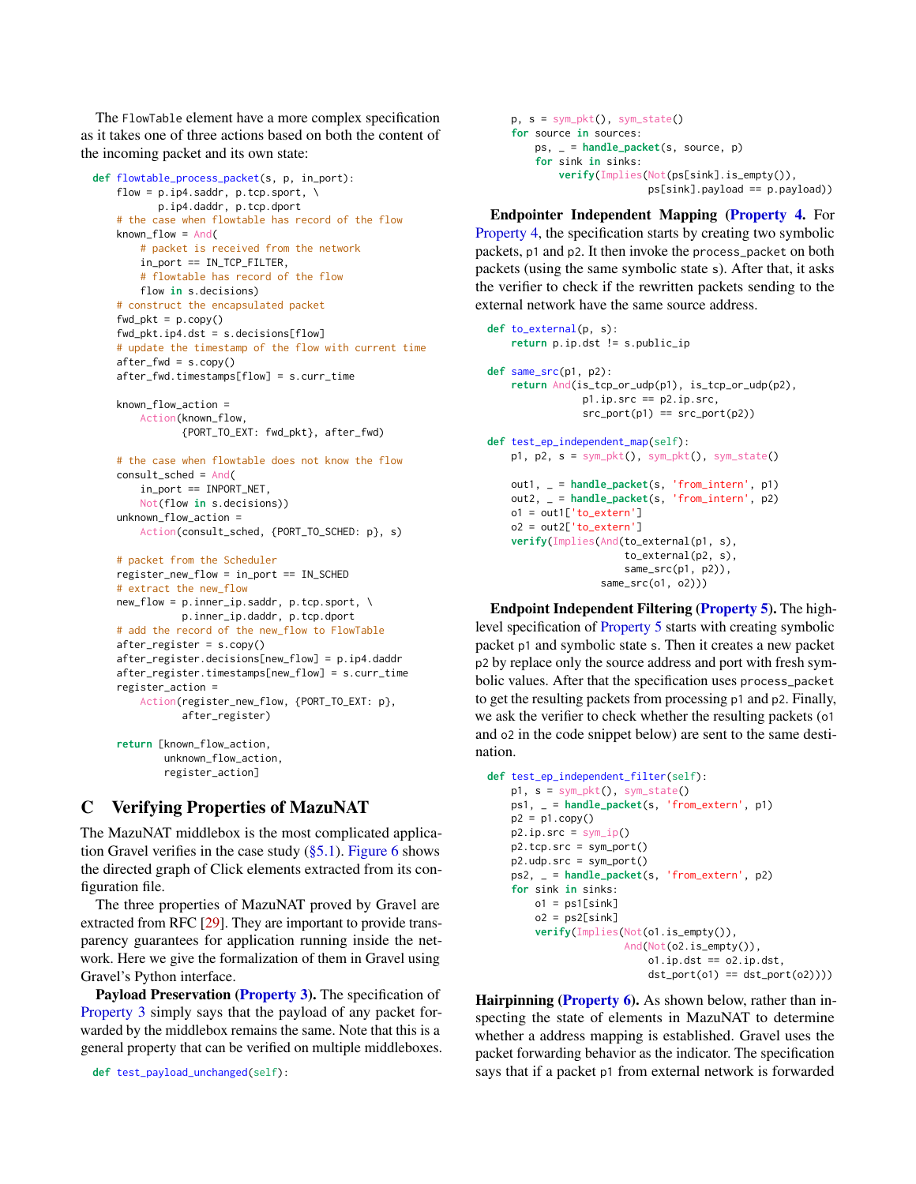The FlowTable element have a more complex specification as it takes one of three actions based on both the content of the incoming packet and its own state:

```
def flowtable_process_packet(s, p, in_port):
    flow = p.ip4.saddr, p.tcp.sport, \
           p.ip4.daddr, p.tcp.dport
    # the case when flowtable has record of the flow
    known_flow = And(
        # packet is received from the network
        in_port == IN_TCP_FILTER,
        # flowtable has record of the flow
        flow in s.decisions)
    # construct the encapsulated packet
    fwd_pkt = p.copy()
    fwd_pkt.ip4.dst = s.decisions[flow]
    # update the timestamp of the flow with current time
    after_fwd = s.copy()
    after_fwd.timestamps[flow] = s.curr_time

    known_flow_action =
        Action(known_flow,
               {PORT_TO_EXT: fwd_pkt}, after_fwd)

    # the case when flowtable does not know the flow
    consult_sched = And(
        in_port == INPORT_NET,
        Not(flow in s.decisions))
    unknown_flow_action =
        Action(consult_sched, {PORT_TO_SCHED: p}, s)

    # packet from the Scheduler
    register_new_flow = in_port == IN_SCHED
    # extract the new_flow
    new_flow = p.inner_ip.saddr, p.tcp.sport, \
               p.inner_ip.daddr, p.tcp.dport
    # add the record of the new_flow to FlowTable
    after_register = s.copy()
    after_register.decisions[new_flow] = p.ip4.daddr
    after_register.timestamps[new_flow] = s.curr_time
    register_action =
        Action(register_new_flow, {PORT_TO_EXT: p},
               after_register)

    return [known_flow_action,
            unknown_flow_action,
            register_action]
```

## C Verifying Properties of MazuNAT

The MazuNAT middlebox is the most complicated application Gravel verifies in the case study (§5.1). Figure 6 shows the directed graph of Click elements extracted from its configuration file.

The three properties of MazuNAT proved by Gravel are extracted from RFC [29]. They are important to provide transparency guarantees for application running inside the network. Here we give the formalization of them in Gravel using Gravel's Python interface.

**Payload Preservation (Property 3).** The specification of Property 3 simply says that the payload of any packet forwarded by the middlebox remains the same. Note that this is a general property that can be verified on multiple middleboxes.

```
def test_payload_unchanged(self):
    p, s = sym_pkt(), sym_state()
    for source in sources:
        ps, _ = handle_packet(s, source, p)
        for sink in sinks:
            verify(Implies(Not(ps[sink].is_empty()),
                           ps[sink].payload == p.payload))
```

**Endpointer Independent Mapping (Property 4).** For Property 4, the specification starts by creating two symbolic packets, p1 and p2. It then invoke the process_packet on both packets (using the same symbolic state s). After that, it asks the verifier to check if the rewritten packets sending to the external network have the same source address.

```
def to_external(p, s):
    return p.ip.dst != s.public_ip

def same_src(p1, p2):
    return And(is_tcp_or_udp(p1), is_tcp_or_udp(p2),
               p1.ip.src == p2.ip.src,
               src_port(p1) == src_port(p2))

def test_ep_independent_map(self):
    p1, p2, s = sym_pkt(), sym_pkt(), sym_state()

    out1, _ = handle_packet(s, 'from_intern', p1)
    out2, _ = handle_packet(s, 'from_intern', p2)
    o1 = out1['to_extern']
    o2 = out2['to_extern']
    verify(Implies(And(to_external(p1, s),
                       to_external(p2, s),
                       same_src(p1, p2)),
                   same_src(o1, o2)))
```

**Endpoint Independent Filtering (Property 5).** The high-level specification of Property 5 starts with creating symbolic packet p1 and symbolic state s. Then it creates a new packet p2 by replace only the source address and port with fresh symbolic values. After that the specification uses process_packet to get the resulting packets from processing p1 and p2. Finally, we ask the verifier to check whether the resulting packets (o1 and o2 in the code snippet below) are sent to the same destination.

```
def test_ep_independent_filter(self):
    p1, s = sym_pkt(), sym_state()
    ps1, _ = handle_packet(s, 'from_extern', p1)
    p2 = p1.copy()
    p2.ip.src = sym_ip()
    p2.tcp.src = sym_port()
    p2.udp.src = sym_port()
    ps2, _ = handle_packet(s, 'from_extern', p2)
    for sink in sinks:
        o1 = ps1[sink]
        o2 = ps2[sink]
        verify(Implies(Not(o1.is_empty()),
                       And(Not(o2.is_empty()),
                           o1.ip.dst == o2.ip.dst,
                           dst_port(o1) == dst_port(o2))))
```

**Hairpinning (Property 6).** As shown below, rather than inspecting the state of elements in MazuNAT to determine whether a address mapping is established. Gravel uses the packet forwarding behavior as the indicator. The specification says that if a packet p1 from external network is forwarded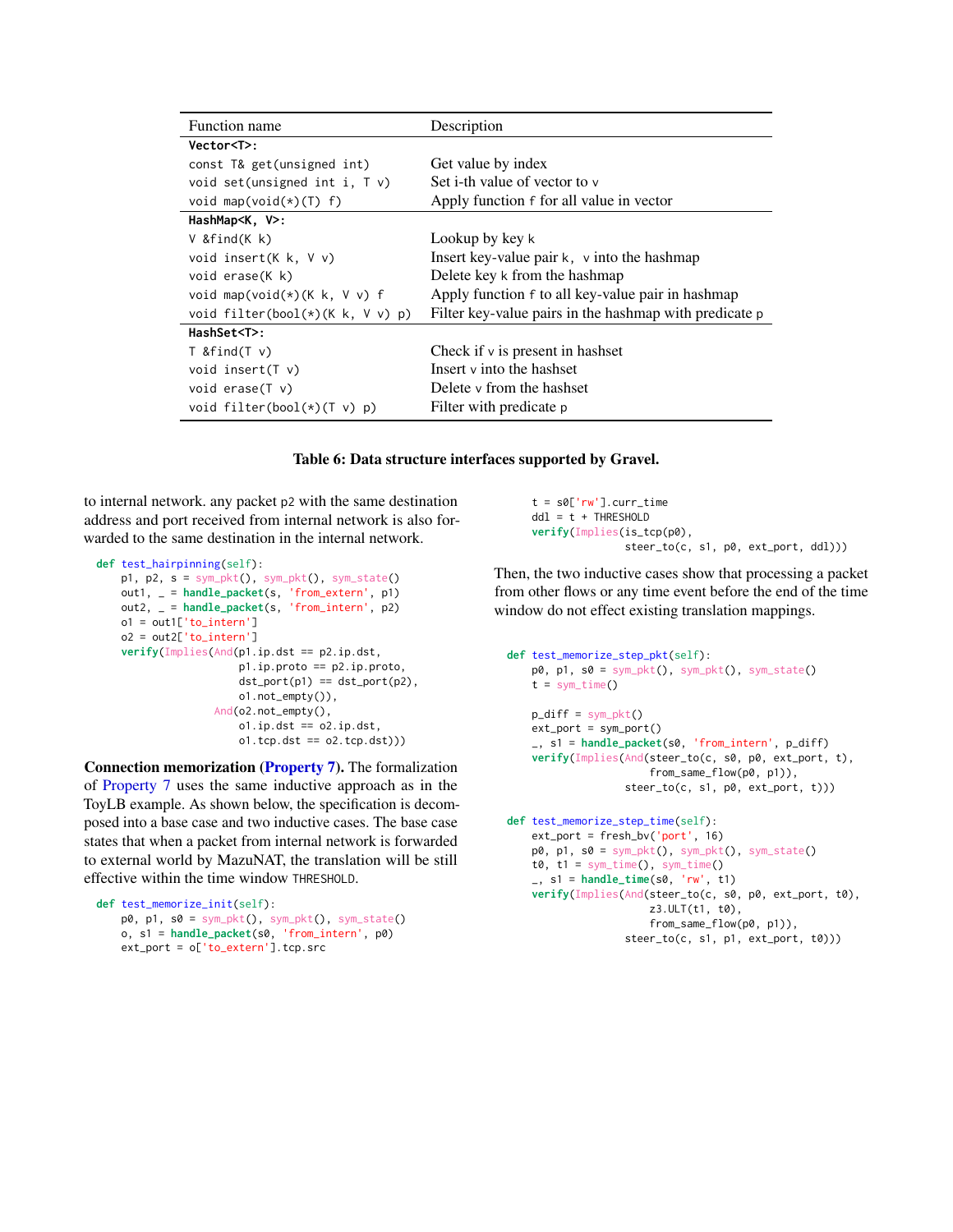| Function name | Description |
| --- | --- |
| **Vector<T>:** | |
| `const T& get(unsigned int)` | Get value by index |
| `void set(unsigned int i, T v)` | Set i-th value of vector to `v` |
| `void map(void(*)(T) f)` | Apply function `f` for all value in vector |
| **HashMap<K, V>:** | |
| `V &find(K k)` | Lookup by key `k` |
| `void insert(K k, V v)` | Insert key-value pair `k, v` into the hashmap |
| `void erase(K k)` | Delete key `k` from the hashmap |
| `void map(void(*)(K k, V v) f` | Apply function `f` to all key-value pair in hashmap |
| `void filter(bool(*)(K k, V v) p)` | Filter key-value pairs in the hashmap with predicate `p` |
| **HashSet<T>:** | |
| `T &find(T v)` | Check if `v` is present in hashset |
| `void insert(T v)` | Insert `v` into the hashset |
| `void erase(T v)` | Delete `v` from the hashset |
| `void filter(bool(*)(T v) p)` | Filter with predicate `p` |

**Table 6: Data structure interfaces supported by Gravel.**

to internal network. any packet p2 with the same destination address and port received from internal network is also forwarded to the same destination in the internal network.

```
def test_hairpinning(self):
    p1, p2, s = sym_pkt(), sym_pkt(), sym_state()
    out1, _ = handle_packet(s, 'from_extern', p1)
    out2, _ = handle_packet(s, 'from_intern', p2)
    o1 = out1['to_intern']
    o2 = out2['to_intern']
    verify(Implies(And(p1.ip.dst == p2.ip.dst,
                      p1.ip.proto == p2.ip.proto,
                      dst_port(p1) == dst_port(p2),
                      o1.not_empty()),
                   And(o2.not_empty(),
                      o1.ip.dst == o2.ip.dst,
                      o1.tcp.dst == o2.tcp.dst)))
```

**Connection memorization (Property 7).** The formalization of Property 7 uses the same inductive approach as in the ToyLB example. As shown below, the specification is decomposed into a base case and two inductive cases. The base case states that when a packet from internal network is forwarded to external world by MazuNAT, the translation will be still effective within the time window THRESHOLD.

```
def test_memorize_init(self):
    p0, p1, s0 = sym_pkt(), sym_pkt(), sym_state()
    o, s1 = handle_packet(s0, 'from_intern', p0)
    ext_port = o['to_extern'].tcp.src
    t = s0['rw'].curr_time
    ddl = t + THRESHOLD
    verify(Implies(is_tcp(p0),
                   steer_to(c, s1, p0, ext_port, ddl)))
```

Then, the two inductive cases show that processing a packet from other flows or any time event before the end of the time window do not effect existing translation mappings.

```
def test_memorize_step_pkt(self):
    p0, p1, s0 = sym_pkt(), sym_pkt(), sym_state()
    t = sym_time()

    p_diff = sym_pkt()
    ext_port = sym_port()
    _, s1 = handle_packet(s0, 'from_intern', p_diff)
    verify(Implies(And(steer_to(c, s0, p0, ext_port, t),
                       from_same_flow(p0, p1)),
                   steer_to(c, s1, p0, ext_port, t)))

def test_memorize_step_time(self):
    ext_port = fresh_bv('port', 16)
    p0, p1, s0 = sym_pkt(), sym_pkt(), sym_state()
    t0, t1 = sym_time(), sym_time()
    _, s1 = handle_time(s0, 'rw', t1)
    verify(Implies(And(steer_to(c, s0, p0, ext_port, t0),
                       z3.ULT(t1, t0),
                       from_same_flow(p0, p1)),
                   steer_to(c, s1, p1, ext_port, t0)))
```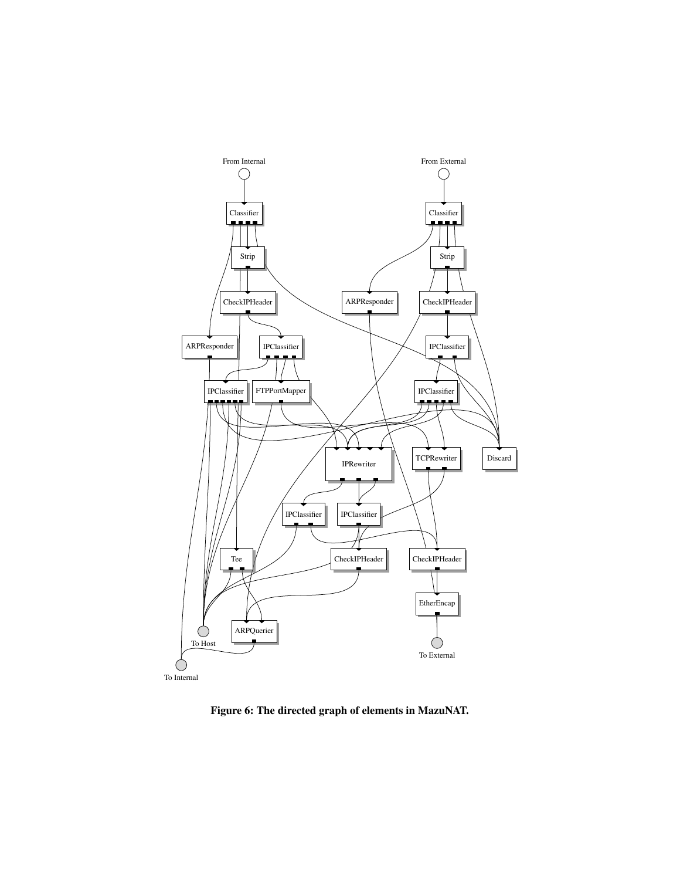From Internal

From External

Classifier

Classifier

Strip

Strip

CheckIPHeader

ARPResponder

CheckIPHeader

ARPResponder

IPClassifier

IPClassifier

IPClassifier

FTPPortMapper

IPClassifier

IPRewriter

TCPRewriter

Discard

IPClassifier

IPClassifier

Tee

CheckIPHeader

CheckIPHeader

EtherEncap

To Host

ARPQuerier

To External

To Internal

**Figure 6: The directed graph of elements in MazuNAT.**